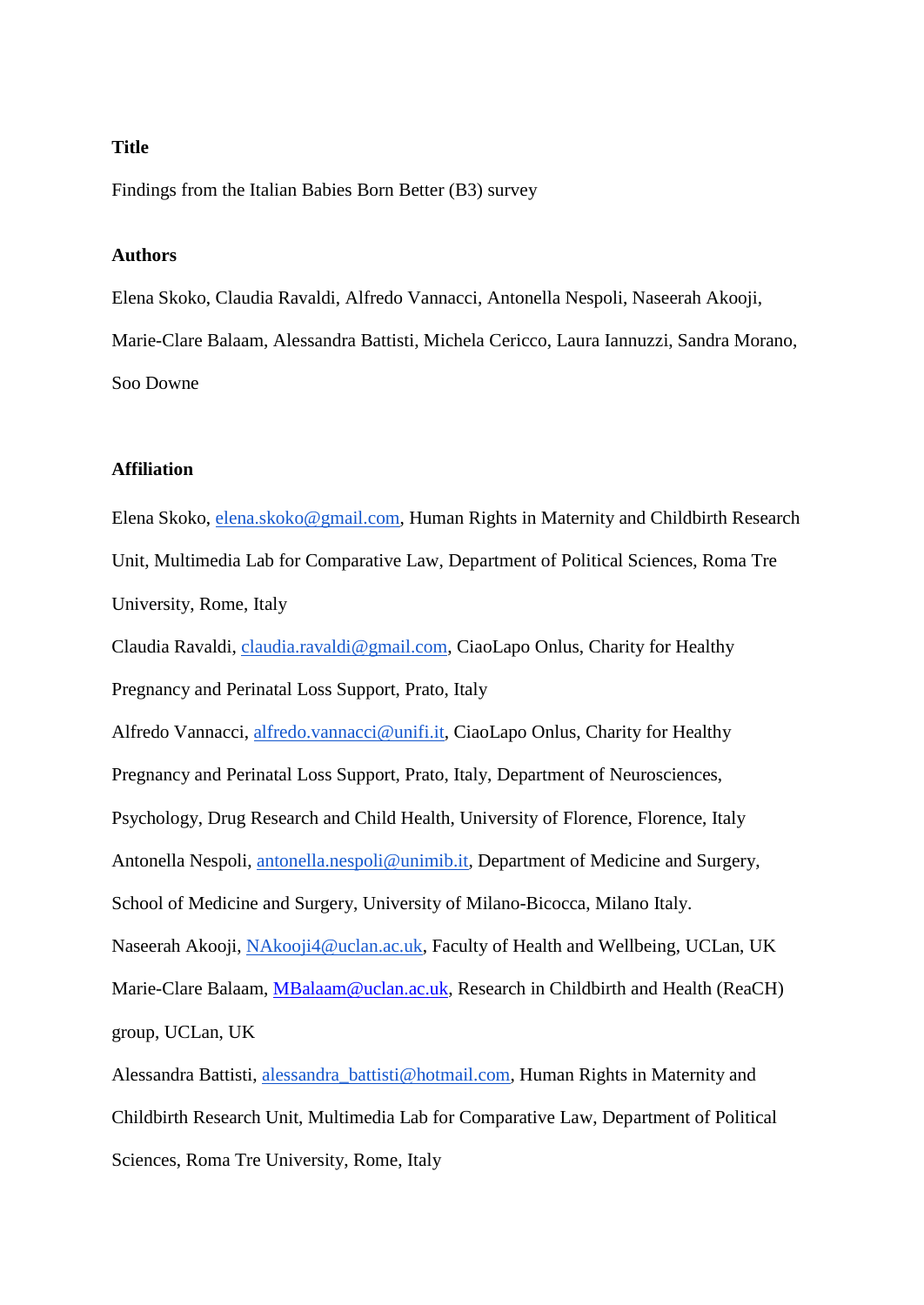**Title**

Findings from the Italian Babies Born Better (B3) survey

**Authors**

Elena Skoko, Claudia Ravaldi, Alfredo Vannacci, Antonella Nespoli, Naseerah Akooji, Marie-Clare Balaam, Alessandra Battisti, Michela Cericco, Laura Iannuzzi, Sandra Morano, Soo Downe

**Affiliation**

Elena Skoko, elena.skoko@gmail.com, Human Rights in Maternity and Childbirth Research Unit, Multimedia Lab for Comparative Law, Department of Political Sciences, Roma Tre University, Rome, Italy

Claudia Ravaldi, claudia.ravaldi@gmail.com, CiaoLapo Onlus, Charity for Healthy Pregnancy and Perinatal Loss Support, Prato, Italy

Alfredo Vannacci, alfredo.vannacci@unifi.it, CiaoLapo Onlus, Charity for Healthy Pregnancy and Perinatal Loss Support, Prato, Italy, Department of Neurosciences, Psychology, Drug Research and Child Health, University of Florence, Florence, Italy

Antonella Nespoli, antonella.nespoli@unimib.it, Department of Medicine and Surgery, School of Medicine and Surgery, University of Milano-Bicocca, Milano Italy.

Naseerah Akooji, NAkooji4@uclan.ac.uk, Faculty of Health and Wellbeing, UCLan, UK

Marie-Clare Balaam, MBalaam@uclan.ac.uk, Research in Childbirth and Health (ReaCH) group, UCLan, UK

Alessandra Battisti, alessandra_battisti@hotmail.com, Human Rights in Maternity and Childbirth Research Unit, Multimedia Lab for Comparative Law, Department of Political Sciences, Roma Tre University, Rome, Italy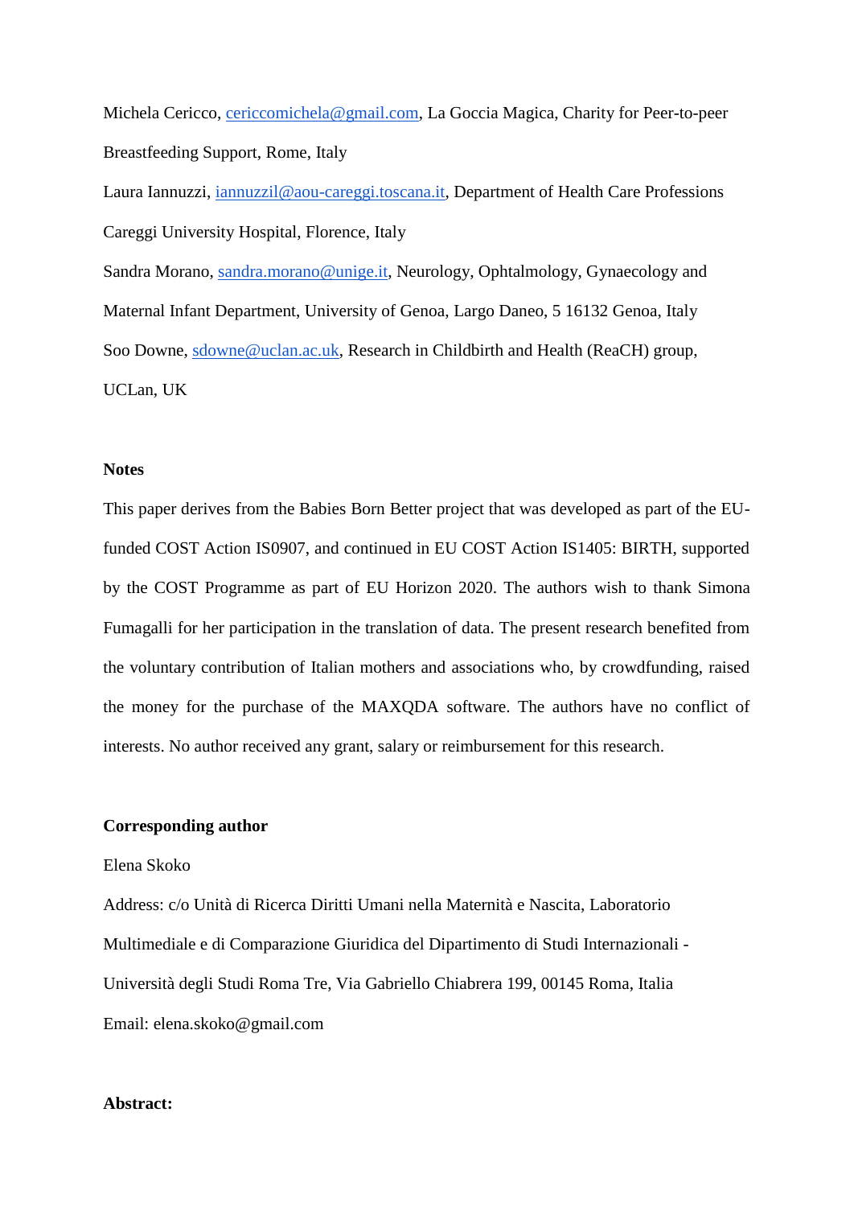Michela Cericco, cericcomichela@gmail.com, La Goccia Magica, Charity for Peer-to-peer Breastfeeding Support, Rome, Italy

Laura Iannuzzi, iannuzzil@aou-careggi.toscana.it, Department of Health Care Professions Careggi University Hospital, Florence, Italy

Sandra Morano, sandra.morano@unige.it, Neurology, Ophtalmology, Gynaecology and Maternal Infant Department, University of Genoa, Largo Daneo, 5 16132 Genoa, Italy

Soo Downe, sdowne@uclan.ac.uk, Research in Childbirth and Health (ReaCH) group, UCLan, UK

**Notes**

This paper derives from the Babies Born Better project that was developed as part of the EU-funded COST Action IS0907, and continued in EU COST Action IS1405: BIRTH, supported by the COST Programme as part of EU Horizon 2020. The authors wish to thank Simona Fumagalli for her participation in the translation of data. The present research benefited from the voluntary contribution of Italian mothers and associations who, by crowdfunding, raised the money for the purchase of the MAXQDA software. The authors have no conflict of interests. No author received any grant, salary or reimbursement for this research.

**Corresponding author**

Elena Skoko

Address: c/o Unità di Ricerca Diritti Umani nella Maternità e Nascita, Laboratorio Multimediale e di Comparazione Giuridica del Dipartimento di Studi Internazionali - Università degli Studi Roma Tre, Via Gabriello Chiabrera 199, 00145 Roma, Italia

Email: elena.skoko@gmail.com

**Abstract:**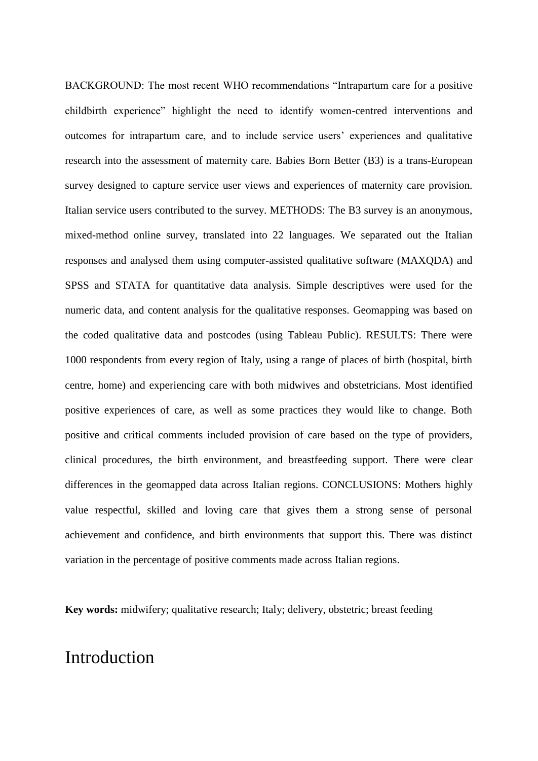BACKGROUND: The most recent WHO recommendations “Intrapartum care for a positive childbirth experience” highlight the need to identify women-centred interventions and outcomes for intrapartum care, and to include service users’ experiences and qualitative research into the assessment of maternity care. Babies Born Better (B3) is a trans-European survey designed to capture service user views and experiences of maternity care provision. Italian service users contributed to the survey. METHODS: The B3 survey is an anonymous, mixed-method online survey, translated into 22 languages. We separated out the Italian responses and analysed them using computer-assisted qualitative software (MAXQDA) and SPSS and STATA for quantitative data analysis. Simple descriptives were used for the numeric data, and content analysis for the qualitative responses. Geomapping was based on the coded qualitative data and postcodes (using Tableau Public). RESULTS: There were 1000 respondents from every region of Italy, using a range of places of birth (hospital, birth centre, home) and experiencing care with both midwives and obstetricians. Most identified positive experiences of care, as well as some practices they would like to change. Both positive and critical comments included provision of care based on the type of providers, clinical procedures, the birth environment, and breastfeeding support. There were clear differences in the geomapped data across Italian regions. CONCLUSIONS: Mothers highly value respectful, skilled and loving care that gives them a strong sense of personal achievement and confidence, and birth environments that support this. There was distinct variation in the percentage of positive comments made across Italian regions.

**Key words:** midwifery; qualitative research; Italy; delivery, obstetric; breast feeding

# Introduction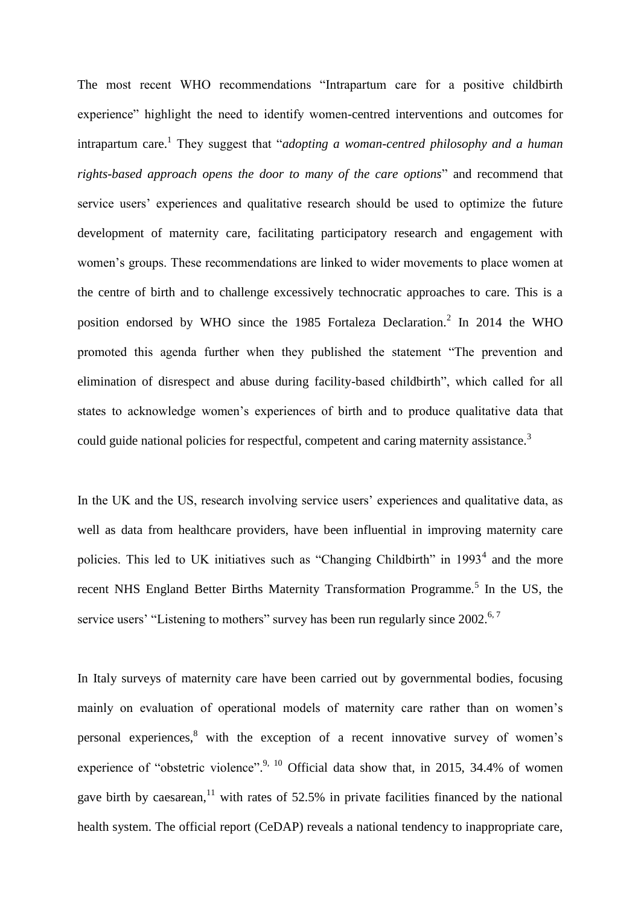The most recent WHO recommendations "Intrapartum care for a positive childbirth experience" highlight the need to identify women-centred interventions and outcomes for intrapartum care.[1] They suggest that "*adopting a woman-centred philosophy and a human rights-based approach opens the door to many of the care options*" and recommend that service users' experiences and qualitative research should be used to optimize the future development of maternity care, facilitating participatory research and engagement with women's groups. These recommendations are linked to wider movements to place women at the centre of birth and to challenge excessively technocratic approaches to care. This is a position endorsed by WHO since the 1985 Fortaleza Declaration.[2] In 2014 the WHO promoted this agenda further when they published the statement "The prevention and elimination of disrespect and abuse during facility-based childbirth", which called for all states to acknowledge women's experiences of birth and to produce qualitative data that could guide national policies for respectful, competent and caring maternity assistance.[3]

In the UK and the US, research involving service users' experiences and qualitative data, as well as data from healthcare providers, have been influential in improving maternity care policies. This led to UK initiatives such as "Changing Childbirth" in 1993[4] and the more recent NHS England Better Births Maternity Transformation Programme.[5] In the US, the service users' "Listening to mothers" survey has been run regularly since 2002.[6, 7]

In Italy surveys of maternity care have been carried out by governmental bodies, focusing mainly on evaluation of operational models of maternity care rather than on women's personal experiences,[8] with the exception of a recent innovative survey of women's experience of "obstetric violence".[9, 10] Official data show that, in 2015, 34.4% of women gave birth by caesarean,[11] with rates of 52.5% in private facilities financed by the national health system. The official report (CeDAP) reveals a national tendency to inappropriate care,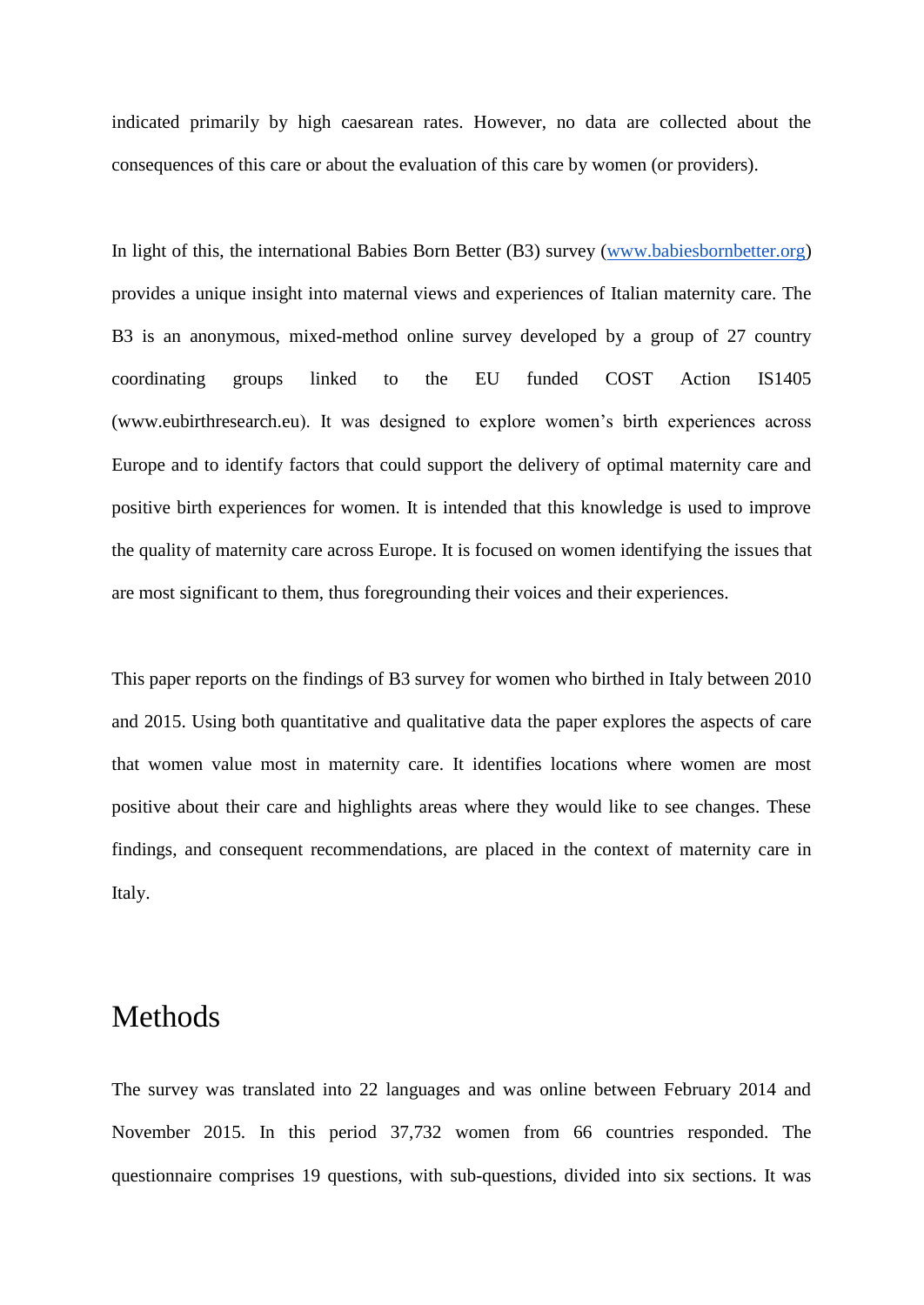indicated primarily by high caesarean rates. However, no data are collected about the consequences of this care or about the evaluation of this care by women (or providers).

In light of this, the international Babies Born Better (B3) survey ([www.babiesbornbetter.org](www.babiesbornbetter.org)) provides a unique insight into maternal views and experiences of Italian maternity care. The B3 is an anonymous, mixed-method online survey developed by a group of 27 country coordinating groups linked to the EU funded COST Action IS1405 (www.eubirthresearch.eu). It was designed to explore women's birth experiences across Europe and to identify factors that could support the delivery of optimal maternity care and positive birth experiences for women. It is intended that this knowledge is used to improve the quality of maternity care across Europe. It is focused on women identifying the issues that are most significant to them, thus foregrounding their voices and their experiences.

This paper reports on the findings of B3 survey for women who birthed in Italy between 2010 and 2015. Using both quantitative and qualitative data the paper explores the aspects of care that women value most in maternity care. It identifies locations where women are most positive about their care and highlights areas where they would like to see changes. These findings, and consequent recommendations, are placed in the context of maternity care in Italy.

# Methods

The survey was translated into 22 languages and was online between February 2014 and November 2015. In this period 37,732 women from 66 countries responded. The questionnaire comprises 19 questions, with sub-questions, divided into six sections. It was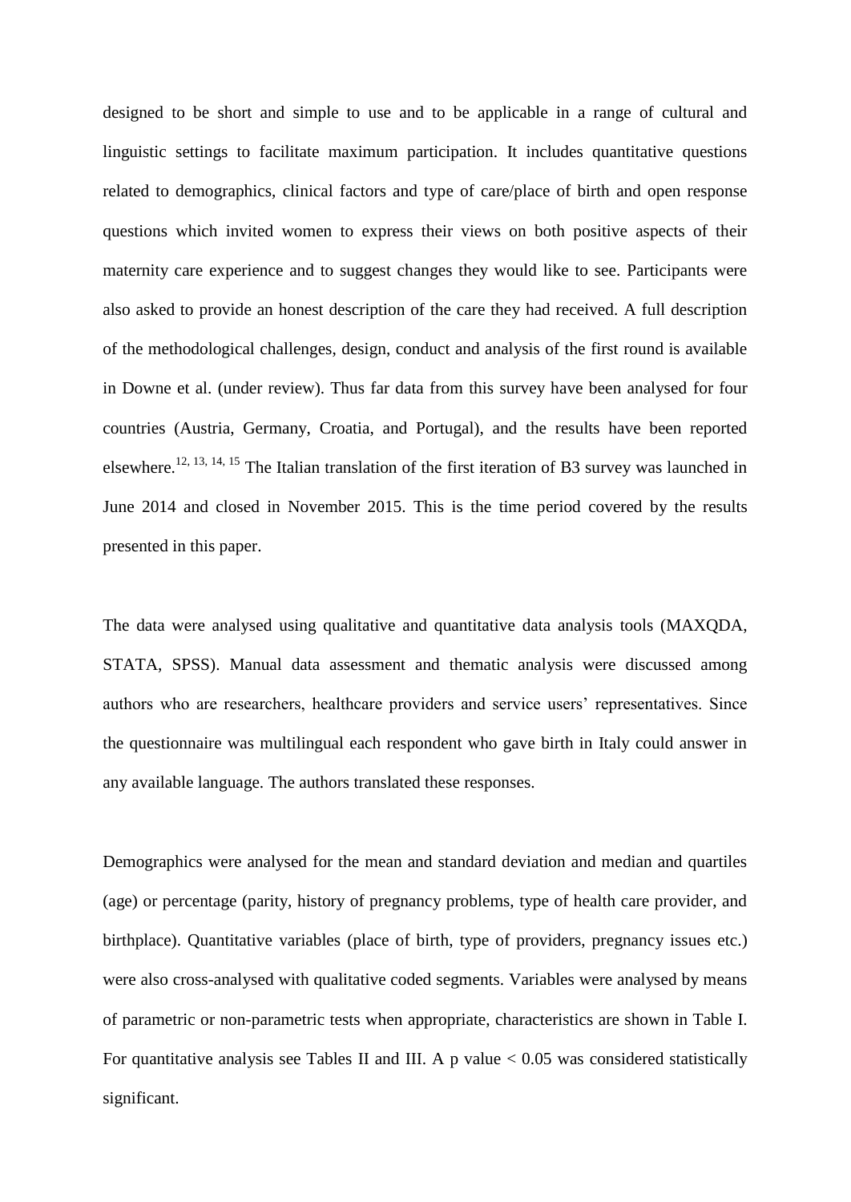designed to be short and simple to use and to be applicable in a range of cultural and linguistic settings to facilitate maximum participation. It includes quantitative questions related to demographics, clinical factors and type of care/place of birth and open response questions which invited women to express their views on both positive aspects of their maternity care experience and to suggest changes they would like to see. Participants were also asked to provide an honest description of the care they had received. A full description of the methodological challenges, design, conduct and analysis of the first round is available in Downe et al. (under review). Thus far data from this survey have been analysed for four countries (Austria, Germany, Croatia, and Portugal), and the results have been reported elsewhere.[12, 13, 14, 15] The Italian translation of the first iteration of B3 survey was launched in June 2014 and closed in November 2015. This is the time period covered by the results presented in this paper.

The data were analysed using qualitative and quantitative data analysis tools (MAXQDA, STATA, SPSS). Manual data assessment and thematic analysis were discussed among authors who are researchers, healthcare providers and service users' representatives. Since the questionnaire was multilingual each respondent who gave birth in Italy could answer in any available language. The authors translated these responses.

Demographics were analysed for the mean and standard deviation and median and quartiles (age) or percentage (parity, history of pregnancy problems, type of health care provider, and birthplace). Quantitative variables (place of birth, type of providers, pregnancy issues etc.) were also cross-analysed with qualitative coded segments. Variables were analysed by means of parametric or non-parametric tests when appropriate, characteristics are shown in Table I. For quantitative analysis see Tables II and III. A p value $< 0.05$ was considered statistically significant.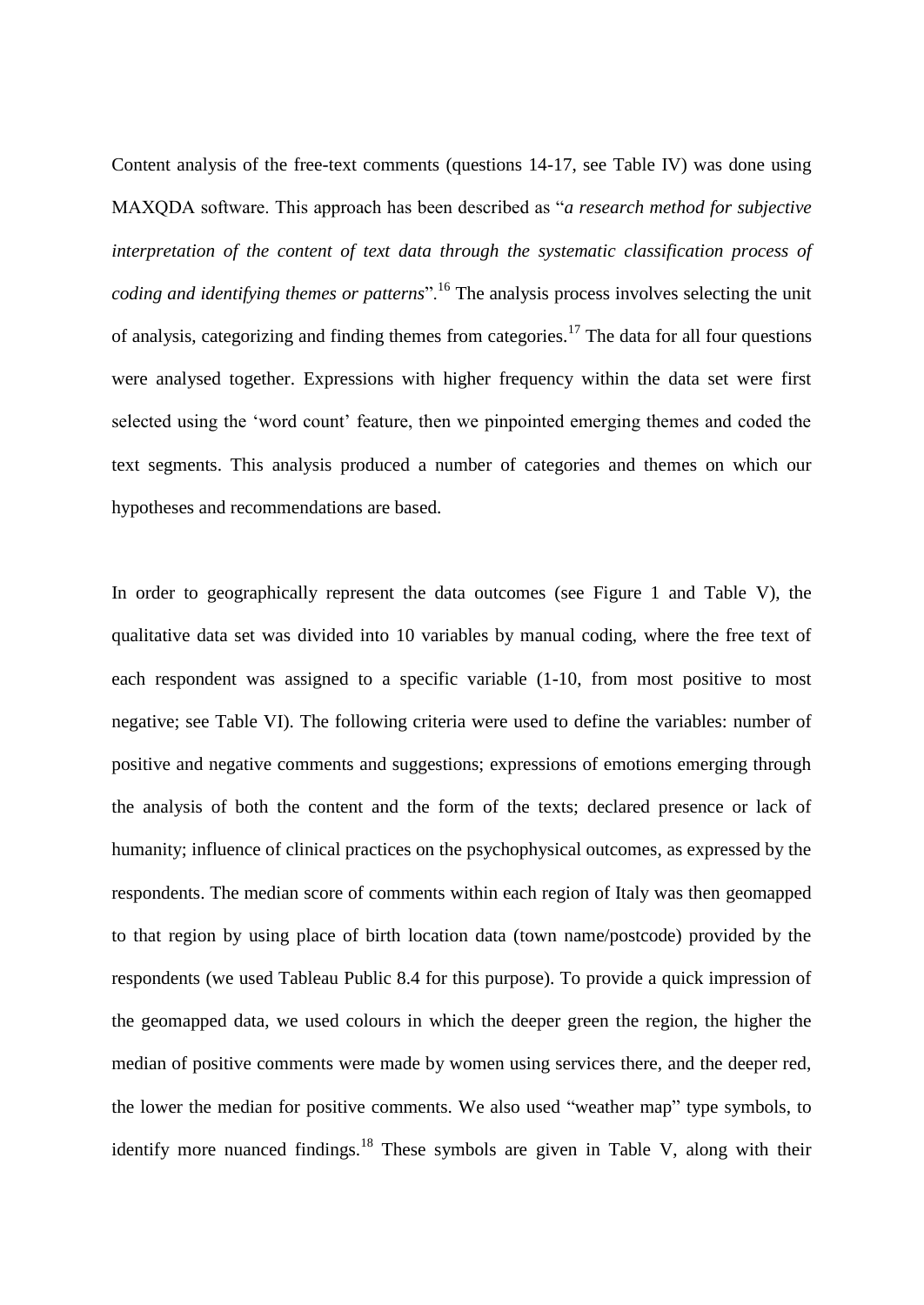Content analysis of the free-text comments (questions 14-17, see Table IV) was done using MAXQDA software. This approach has been described as "*a research method for subjective interpretation of the content of text data through the systematic classification process of coding and identifying themes or patterns*".[16] The analysis process involves selecting the unit of analysis, categorizing and finding themes from categories.[17] The data for all four questions were analysed together. Expressions with higher frequency within the data set were first selected using the 'word count' feature, then we pinpointed emerging themes and coded the text segments. This analysis produced a number of categories and themes on which our hypotheses and recommendations are based.

In order to geographically represent the data outcomes (see Figure 1 and Table V), the qualitative data set was divided into 10 variables by manual coding, where the free text of each respondent was assigned to a specific variable (1-10, from most positive to most negative; see Table VI). The following criteria were used to define the variables: number of positive and negative comments and suggestions; expressions of emotions emerging through the analysis of both the content and the form of the texts; declared presence or lack of humanity; influence of clinical practices on the psychophysical outcomes, as expressed by the respondents. The median score of comments within each region of Italy was then geomapped to that region by using place of birth location data (town name/postcode) provided by the respondents (we used Tableau Public 8.4 for this purpose). To provide a quick impression of the geomapped data, we used colours in which the deeper green the region, the higher the median of positive comments were made by women using services there, and the deeper red, the lower the median for positive comments. We also used "weather map" type symbols, to identify more nuanced findings.[18] These symbols are given in Table V, along with their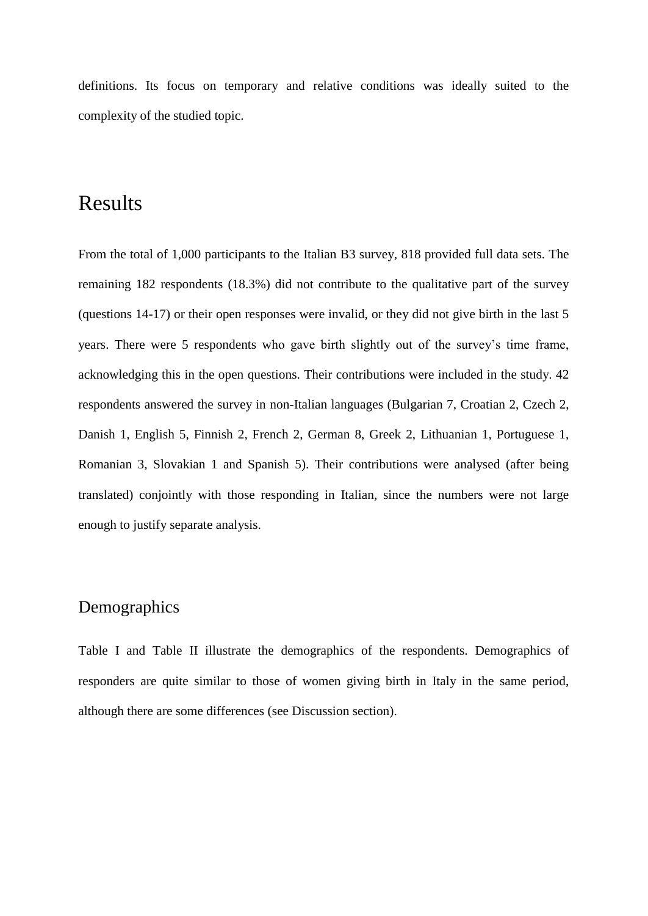definitions. Its focus on temporary and relative conditions was ideally suited to the complexity of the studied topic.

# Results

From the total of 1,000 participants to the Italian B3 survey, 818 provided full data sets. The remaining 182 respondents (18.3%) did not contribute to the qualitative part of the survey (questions 14-17) or their open responses were invalid, or they did not give birth in the last 5 years. There were 5 respondents who gave birth slightly out of the survey's time frame, acknowledging this in the open questions. Their contributions were included in the study. 42 respondents answered the survey in non-Italian languages (Bulgarian 7, Croatian 2, Czech 2, Danish 1, English 5, Finnish 2, French 2, German 8, Greek 2, Lithuanian 1, Portuguese 1, Romanian 3, Slovakian 1 and Spanish 5). Their contributions were analysed (after being translated) conjointly with those responding in Italian, since the numbers were not large enough to justify separate analysis.

## Demographics

Table I and Table II illustrate the demographics of the respondents. Demographics of responders are quite similar to those of women giving birth in Italy in the same period, although there are some differences (see Discussion section).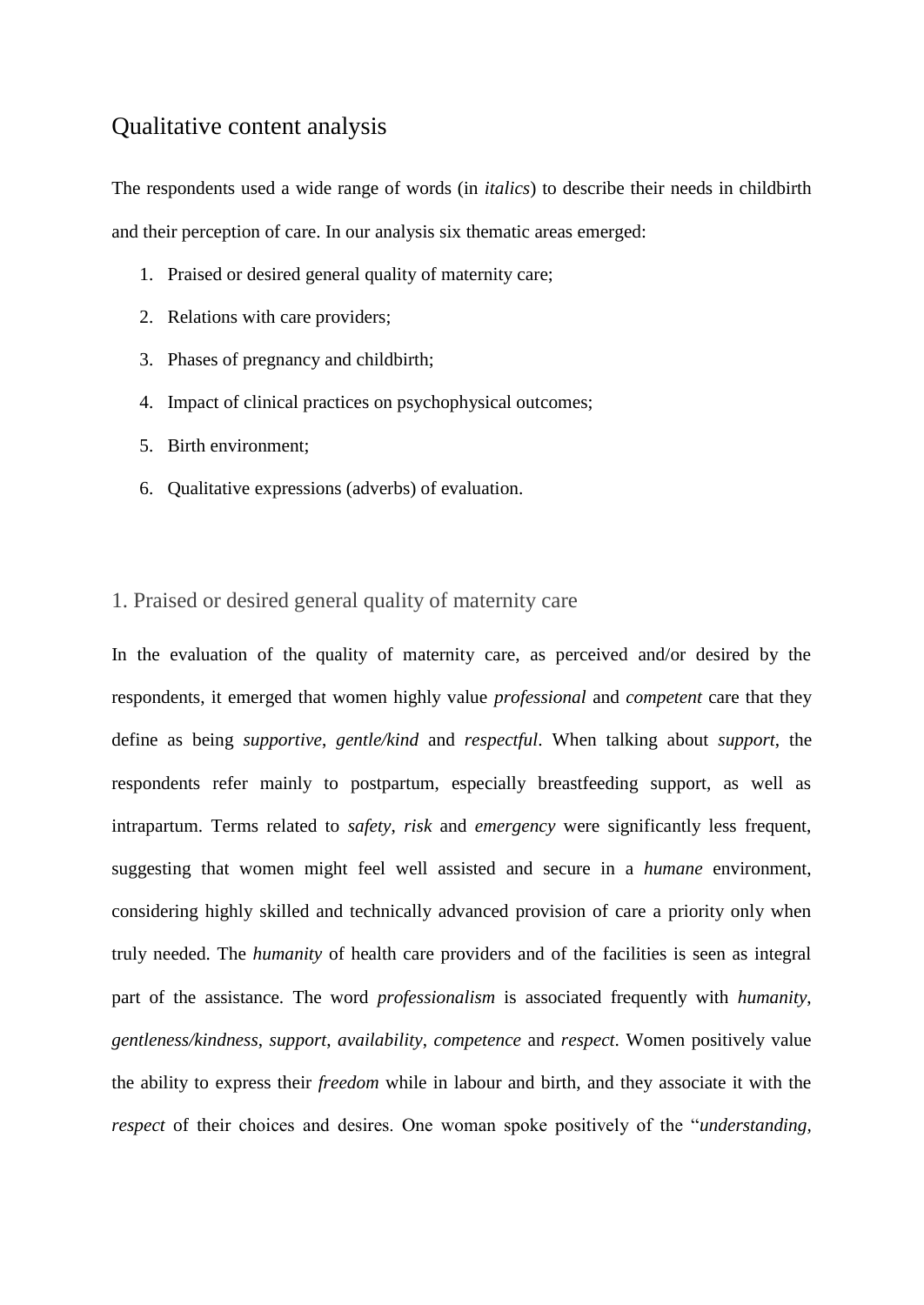## Qualitative content analysis

The respondents used a wide range of words (in *italics*) to describe their needs in childbirth and their perception of care. In our analysis six thematic areas emerged:

1. Praised or desired general quality of maternity care;
2. Relations with care providers;
3. Phases of pregnancy and childbirth;
4. Impact of clinical practices on psychophysical outcomes;
5. Birth environment;
6. Qualitative expressions (adverbs) of evaluation.

### 1. Praised or desired general quality of maternity care

In the evaluation of the quality of maternity care, as perceived and/or desired by the respondents, it emerged that women highly value *professional* and *competent* care that they define as being *supportive*, *gentle/kind* and *respectful*. When talking about *support*, the respondents refer mainly to postpartum, especially breastfeeding support, as well as intrapartum. Terms related to *safety*, *risk* and *emergency* were significantly less frequent, suggesting that women might feel well assisted and secure in a *humane* environment, considering highly skilled and technically advanced provision of care a priority only when truly needed. The *humanity* of health care providers and of the facilities is seen as integral part of the assistance. The word *professionalism* is associated frequently with *humanity*, *gentleness/kindness*, *support*, *availability*, *competence* and *respect*. Women positively value the ability to express their *freedom* while in labour and birth, and they associate it with the *respect* of their choices and desires. One woman spoke positively of the "*understanding*,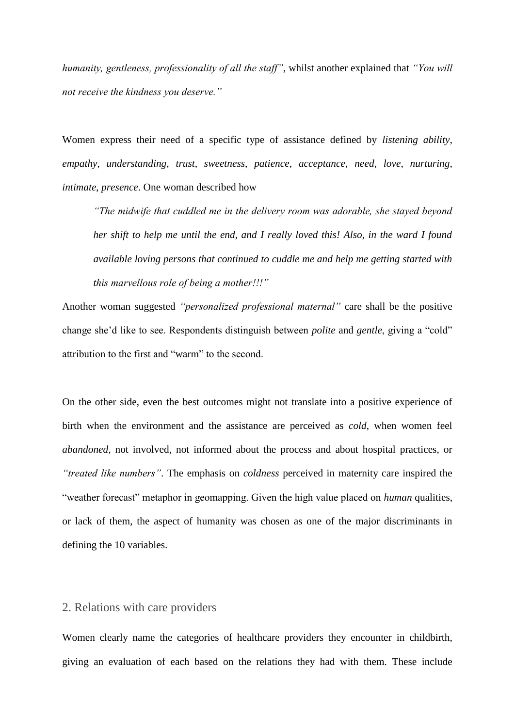*humanity, gentleness, professionality of all the staff"*, whilst another explained that *"You will not receive the kindness you deserve."*

Women express their need of a specific type of assistance defined by *listening ability*, *empathy*, *understanding*, *trust*, *sweetness*, *patience*, *acceptance*, *need*, *love*, *nurturing*, *intimate*, *presence*. One woman described how

> *"The midwife that cuddled me in the delivery room was adorable, she stayed beyond her shift to help me until the end, and I really loved this! Also, in the ward I found available loving persons that continued to cuddle me and help me getting started with this marvellous role of being a mother!!!"*

Another woman suggested *"personalized professional maternal"* care shall be the positive change she'd like to see. Respondents distinguish between *polite* and *gentle*, giving a "cold" attribution to the first and "warm" to the second.

On the other side, even the best outcomes might not translate into a positive experience of birth when the environment and the assistance are perceived as *cold*, when women feel *abandoned*, not involved, not informed about the process and about hospital practices, or *"treated like numbers"*. The emphasis on *coldness* perceived in maternity care inspired the "weather forecast" metaphor in geomapping. Given the high value placed on *human* qualities, or lack of them, the aspect of humanity was chosen as one of the major discriminants in defining the 10 variables.

## 2. Relations with care providers

Women clearly name the categories of healthcare providers they encounter in childbirth, giving an evaluation of each based on the relations they had with them. These include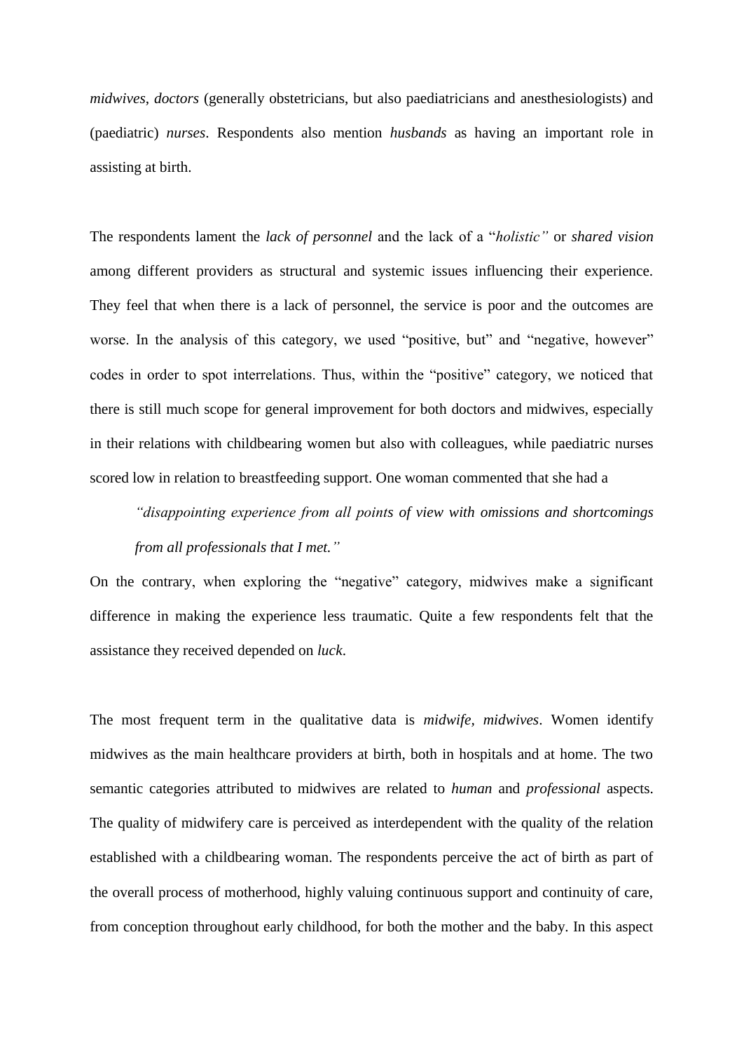*midwives*, *doctors* (generally obstetricians, but also paediatricians and anesthesiologists) and (paediatric) *nurses*. Respondents also mention *husbands* as having an important role in assisting at birth.

The respondents lament the *lack of personnel* and the lack of a "*holistic"* or *shared vision* among different providers as structural and systemic issues influencing their experience. They feel that when there is a lack of personnel, the service is poor and the outcomes are worse. In the analysis of this category, we used "positive, but" and "negative, however" codes in order to spot interrelations. Thus, within the "positive" category, we noticed that there is still much scope for general improvement for both doctors and midwives, especially in their relations with childbearing women but also with colleagues, while paediatric nurses scored low in relation to breastfeeding support. One woman commented that she had a

> *"disappointing experience from all points of view with omissions and shortcomings from all professionals that I met."*

On the contrary, when exploring the "negative" category, midwives make a significant difference in making the experience less traumatic. Quite a few respondents felt that the assistance they received depended on *luck*.

The most frequent term in the qualitative data is *midwife*, *midwives*. Women identify midwives as the main healthcare providers at birth, both in hospitals and at home. The two semantic categories attributed to midwives are related to *human* and *professional* aspects. The quality of midwifery care is perceived as interdependent with the quality of the relation established with a childbearing woman. The respondents perceive the act of birth as part of the overall process of motherhood, highly valuing continuous support and continuity of care, from conception throughout early childhood, for both the mother and the baby. In this aspect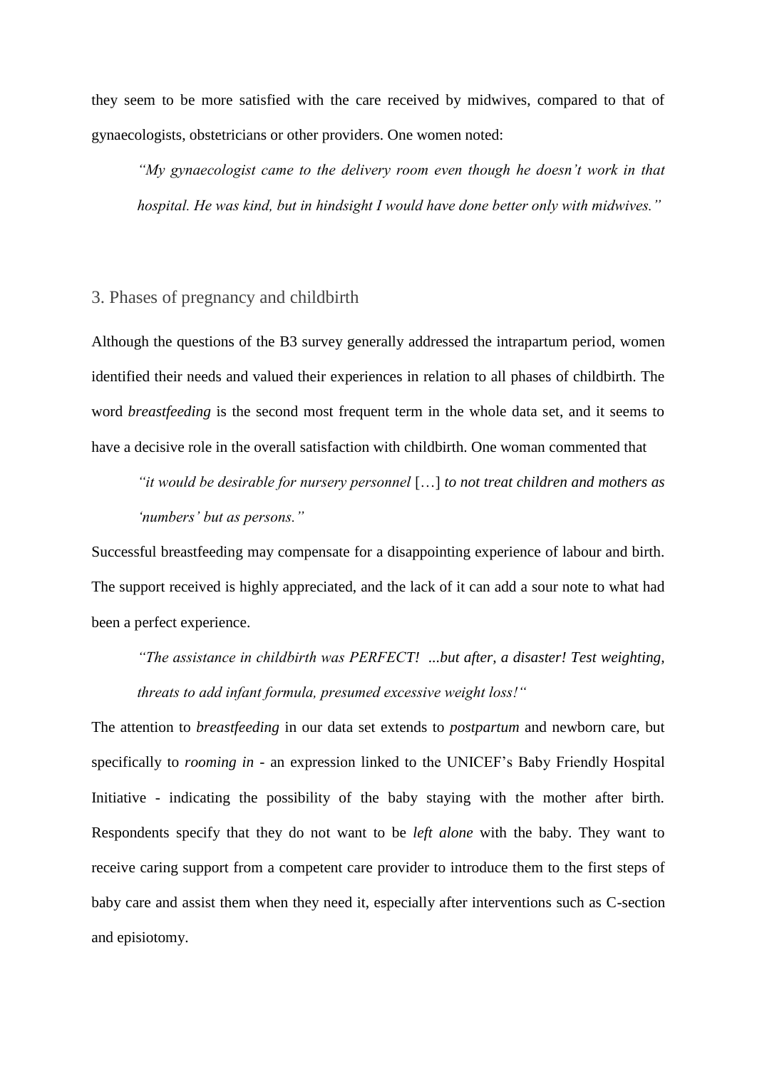they seem to be more satisfied with the care received by midwives, compared to that of gynaecologists, obstetricians or other providers. One women noted:

> *"My gynaecologist came to the delivery room even though he doesn't work in that hospital. He was kind, but in hindsight I would have done better only with midwives."*

## 3. Phases of pregnancy and childbirth

Although the questions of the B3 survey generally addressed the intrapartum period, women identified their needs and valued their experiences in relation to all phases of childbirth. The word *breastfeeding* is the second most frequent term in the whole data set, and it seems to have a decisive role in the overall satisfaction with childbirth. One woman commented that

> *"it would be desirable for nursery personnel* […] *to not treat children and mothers as 'numbers' but as persons."*

Successful breastfeeding may compensate for a disappointing experience of labour and birth. The support received is highly appreciated, and the lack of it can add a sour note to what had been a perfect experience.

> *"The assistance in childbirth was PERFECT! ...but after, a disaster! Test weighting, threats to add infant formula, presumed excessive weight loss!"*

The attention to *breastfeeding* in our data set extends to *postpartum* and newborn care, but specifically to *rooming in* - an expression linked to the UNICEF's Baby Friendly Hospital Initiative - indicating the possibility of the baby staying with the mother after birth. Respondents specify that they do not want to be *left alone* with the baby. They want to receive caring support from a competent care provider to introduce them to the first steps of baby care and assist them when they need it, especially after interventions such as C-section and episiotomy.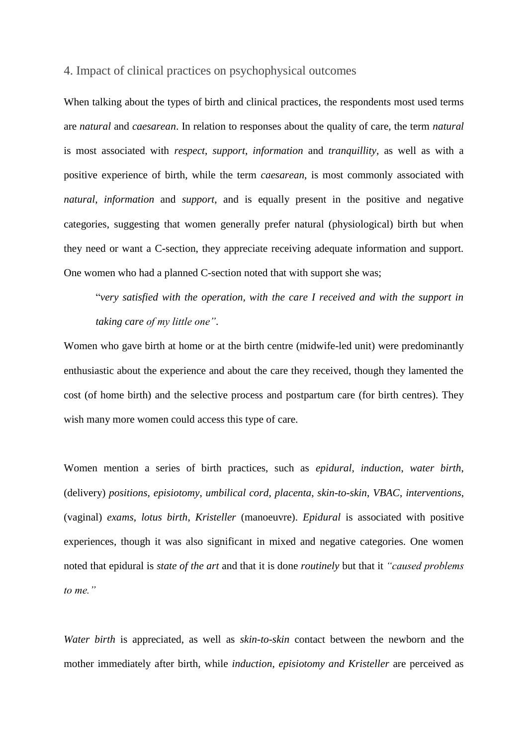## 4. Impact of clinical practices on psychophysical outcomes

When talking about the types of birth and clinical practices, the respondents most used terms are *natural* and *caesarean*. In relation to responses about the quality of care, the term *natural* is most associated with *respect*, *support*, *information* and *tranquillity*, as well as with a positive experience of birth, while the term *caesarean*, is most commonly associated with *natural*, *information* and *support*, and is equally present in the positive and negative categories, suggesting that women generally prefer natural (physiological) birth but when they need or want a C-section, they appreciate receiving adequate information and support. One women who had a planned C-section noted that with support she was;

> "*very satisfied with the operation, with the care I received and with the support in taking care of my little one"*.

Women who gave birth at home or at the birth centre (midwife-led unit) were predominantly enthusiastic about the experience and about the care they received, though they lamented the cost (of home birth) and the selective process and postpartum care (for birth centres). They wish many more women could access this type of care.

Women mention a series of birth practices, such as *epidural*, *induction*, *water birth*, (delivery) *positions*, *episiotomy*, *umbilical cord*, *placenta*, *skin-to-skin*, *VBAC*, *interventions*, (vaginal) *exams*, *lotus birth*, *Kristeller* (manoeuvre). *Epidural* is associated with positive experiences, though it was also significant in mixed and negative categories. One women noted that epidural is *state of the art* and that it is done *routinely* but that it *"caused problems to me."*

*Water birth* is appreciated, as well as *skin-to-skin* contact between the newborn and the mother immediately after birth, while *induction*, *episiotomy and Kristeller* are perceived as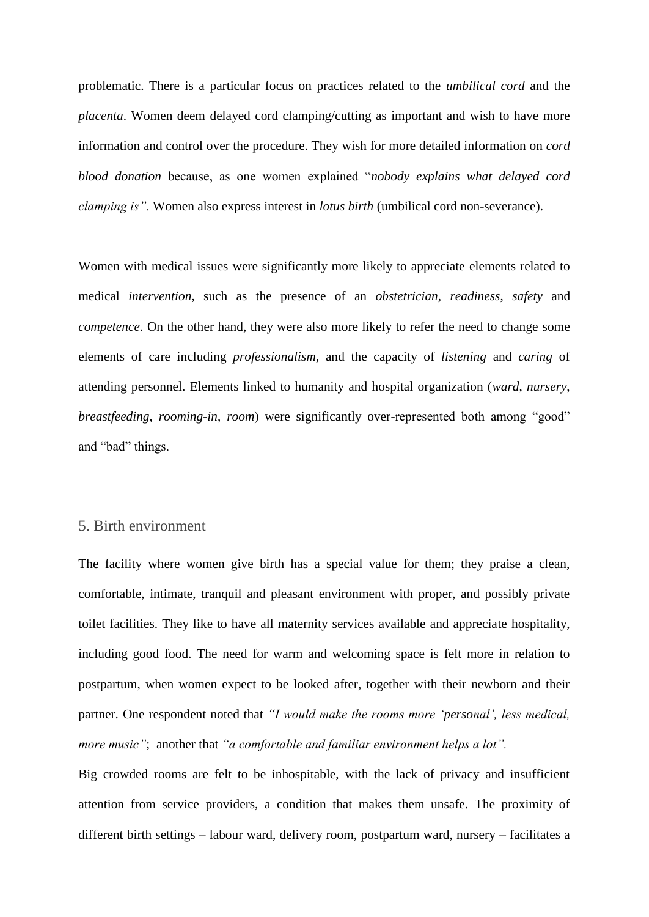problematic. There is a particular focus on practices related to the *umbilical cord* and the *placenta*. Women deem delayed cord clamping/cutting as important and wish to have more information and control over the procedure. They wish for more detailed information on *cord blood donation* because, as one women explained "*nobody explains what delayed cord clamping is".* Women also express interest in *lotus birth* (umbilical cord non-severance).

Women with medical issues were significantly more likely to appreciate elements related to medical *intervention*, such as the presence of an *obstetrician*, *readiness*, *safety* and *competence*. On the other hand, they were also more likely to refer the need to change some elements of care including *professionalism*, and the capacity of *listening* and *caring* of attending personnel. Elements linked to humanity and hospital organization (*ward*, *nursery*, *breastfeeding*, *rooming-in*, *room*) were significantly over-represented both among "good" and "bad" things.

## 5. Birth environment

The facility where women give birth has a special value for them; they praise a clean, comfortable, intimate, tranquil and pleasant environment with proper, and possibly private toilet facilities. They like to have all maternity services available and appreciate hospitality, including good food. The need for warm and welcoming space is felt more in relation to postpartum, when women expect to be looked after, together with their newborn and their partner. One respondent noted that *"I would make the rooms more 'personal', less medical, more music"*; another that *"a comfortable and familiar environment helps a lot".*

Big crowded rooms are felt to be inhospitable, with the lack of privacy and insufficient attention from service providers, a condition that makes them unsafe. The proximity of different birth settings – labour ward, delivery room, postpartum ward, nursery – facilitates a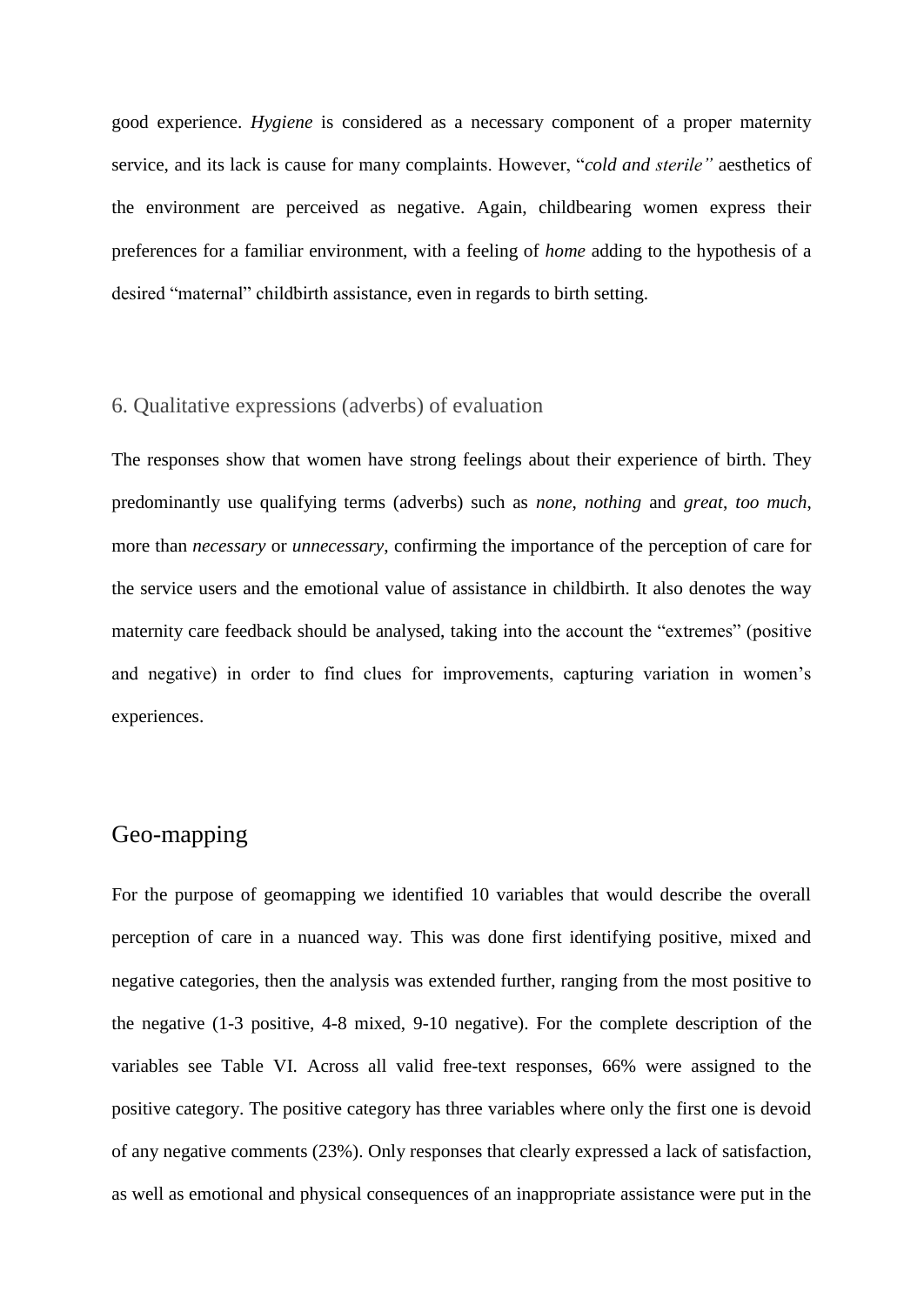good experience. *Hygiene* is considered as a necessary component of a proper maternity service, and its lack is cause for many complaints. However, "*cold and sterile"* aesthetics of the environment are perceived as negative. Again, childbearing women express their preferences for a familiar environment, with a feeling of *home* adding to the hypothesis of a desired "maternal" childbirth assistance, even in regards to birth setting.

### 6. Qualitative expressions (adverbs) of evaluation

The responses show that women have strong feelings about their experience of birth. They predominantly use qualifying terms (adverbs) such as *none*, *nothing* and *great*, *too much*, more than *necessary* or *unnecessary*, confirming the importance of the perception of care for the service users and the emotional value of assistance in childbirth. It also denotes the way maternity care feedback should be analysed, taking into the account the "extremes" (positive and negative) in order to find clues for improvements, capturing variation in women's experiences.

## Geo-mapping

For the purpose of geomapping we identified 10 variables that would describe the overall perception of care in a nuanced way. This was done first identifying positive, mixed and negative categories, then the analysis was extended further, ranging from the most positive to the negative (1-3 positive, 4-8 mixed, 9-10 negative). For the complete description of the variables see Table VI. Across all valid free-text responses, 66% were assigned to the positive category. The positive category has three variables where only the first one is devoid of any negative comments (23%). Only responses that clearly expressed a lack of satisfaction, as well as emotional and physical consequences of an inappropriate assistance were put in the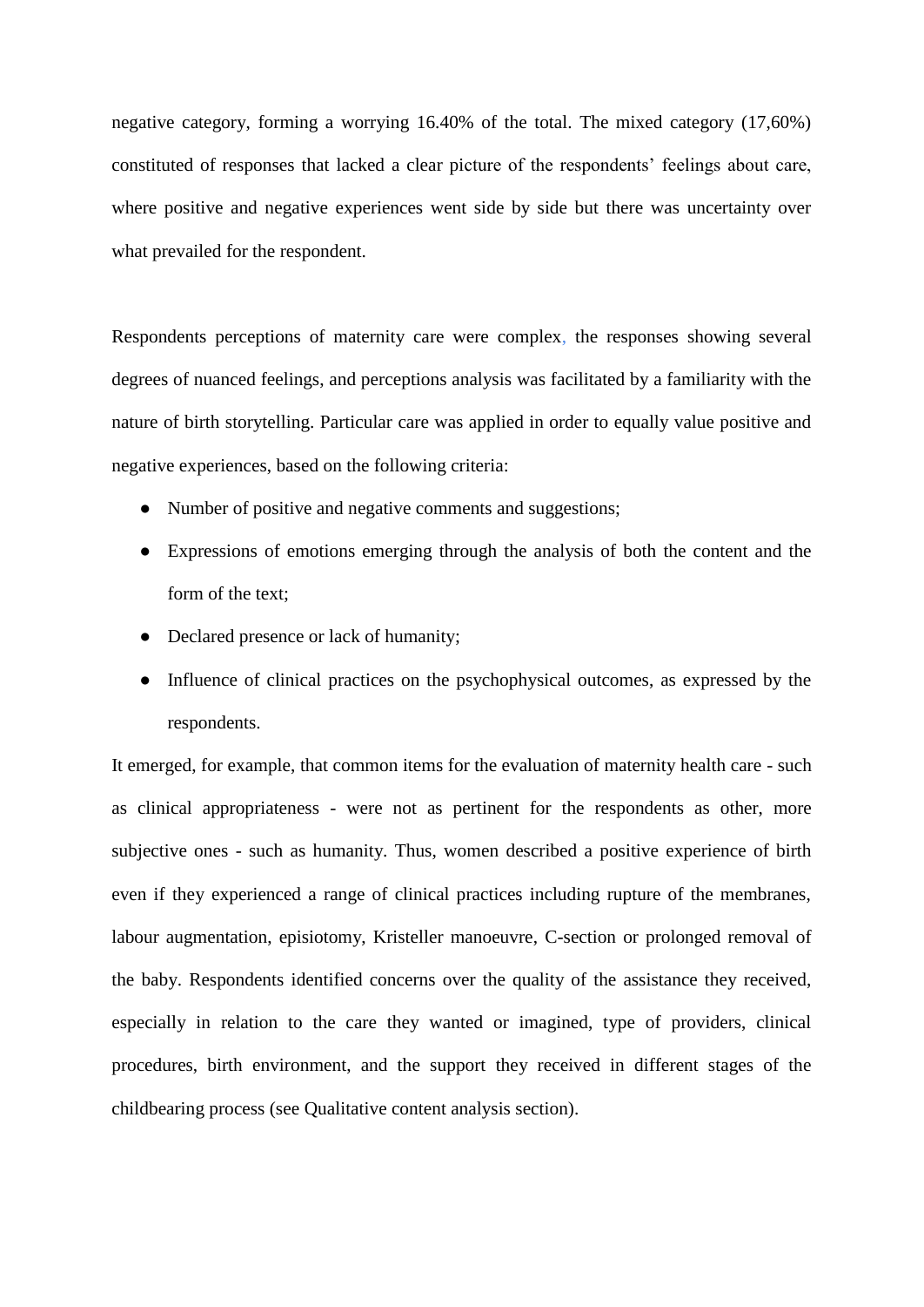negative category, forming a worrying 16.40% of the total. The mixed category (17,60%) constituted of responses that lacked a clear picture of the respondents' feelings about care, where positive and negative experiences went side by side but there was uncertainty over what prevailed for the respondent.

Respondents perceptions of maternity care were complex, the responses showing several degrees of nuanced feelings, and perceptions analysis was facilitated by a familiarity with the nature of birth storytelling. Particular care was applied in order to equally value positive and negative experiences, based on the following criteria:

- Number of positive and negative comments and suggestions;
- Expressions of emotions emerging through the analysis of both the content and the form of the text;
- Declared presence or lack of humanity;
- Influence of clinical practices on the psychophysical outcomes, as expressed by the respondents.

It emerged, for example, that common items for the evaluation of maternity health care - such as clinical appropriateness - were not as pertinent for the respondents as other, more subjective ones - such as humanity. Thus, women described a positive experience of birth even if they experienced a range of clinical practices including rupture of the membranes, labour augmentation, episiotomy, Kristeller manoeuvre, C-section or prolonged removal of the baby. Respondents identified concerns over the quality of the assistance they received, especially in relation to the care they wanted or imagined, type of providers, clinical procedures, birth environment, and the support they received in different stages of the childbearing process (see Qualitative content analysis section).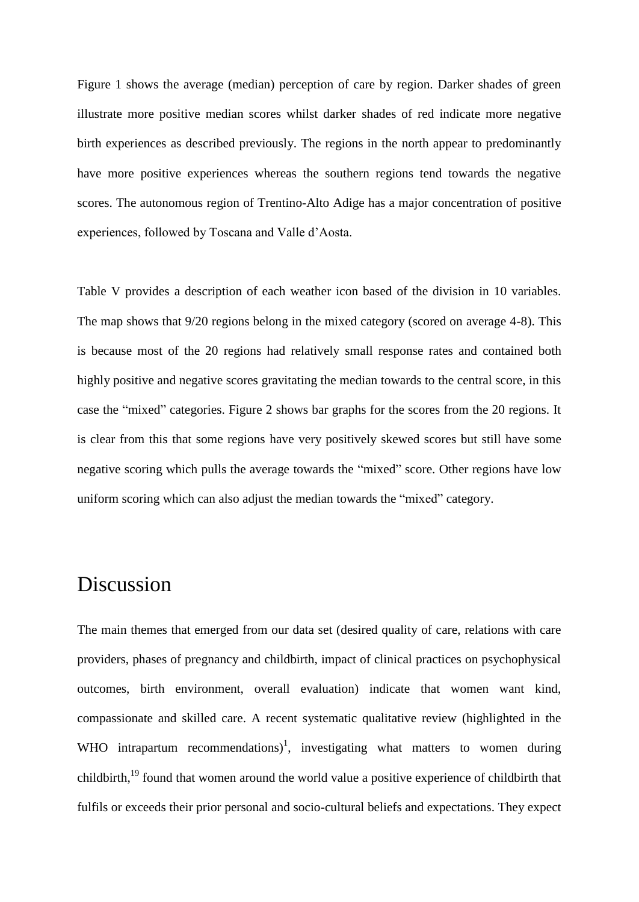Figure 1 shows the average (median) perception of care by region. Darker shades of green illustrate more positive median scores whilst darker shades of red indicate more negative birth experiences as described previously. The regions in the north appear to predominantly have more positive experiences whereas the southern regions tend towards the negative scores. The autonomous region of Trentino-Alto Adige has a major concentration of positive experiences, followed by Toscana and Valle d'Aosta.

Table V provides a description of each weather icon based of the division in 10 variables. The map shows that 9/20 regions belong in the mixed category (scored on average 4-8). This is because most of the 20 regions had relatively small response rates and contained both highly positive and negative scores gravitating the median towards to the central score, in this case the "mixed" categories. Figure 2 shows bar graphs for the scores from the 20 regions. It is clear from this that some regions have very positively skewed scores but still have some negative scoring which pulls the average towards the "mixed" score. Other regions have low uniform scoring which can also adjust the median towards the "mixed" category.

# Discussion

The main themes that emerged from our data set (desired quality of care, relations with care providers, phases of pregnancy and childbirth, impact of clinical practices on psychophysical outcomes, birth environment, overall evaluation) indicate that women want kind, compassionate and skilled care. A recent systematic qualitative review (highlighted in the WHO intrapartum recommendations)[1], investigating what matters to women during childbirth,[19] found that women around the world value a positive experience of childbirth that fulfils or exceeds their prior personal and socio-cultural beliefs and expectations. They expect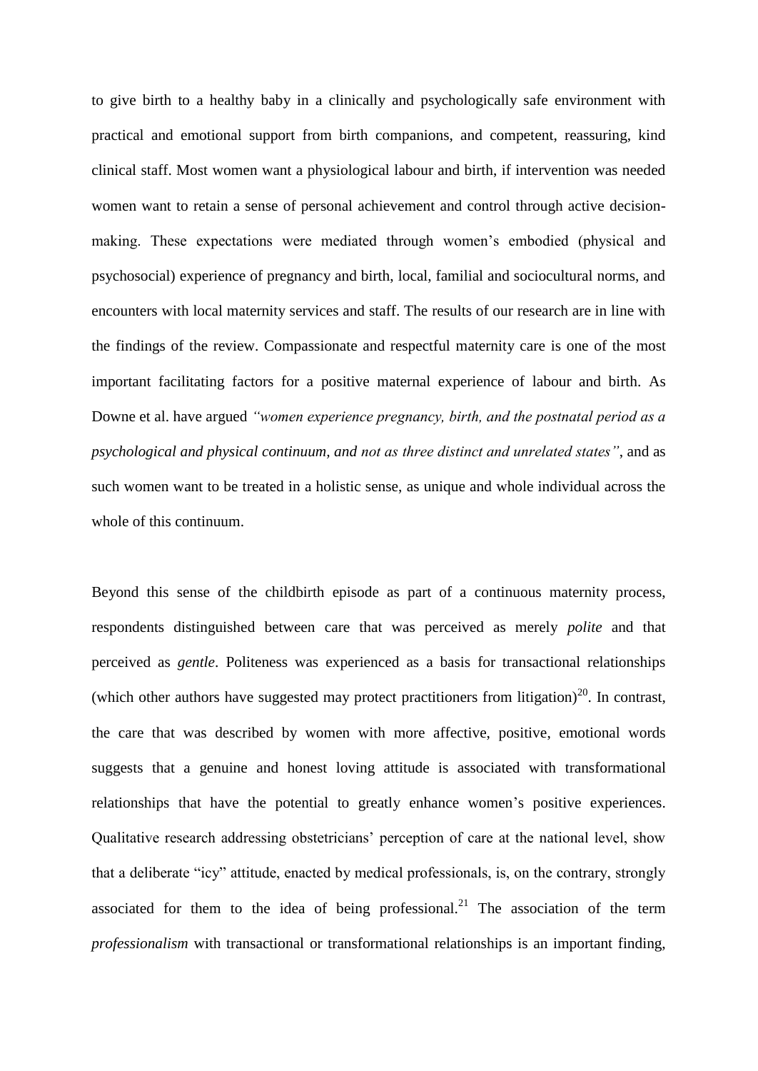to give birth to a healthy baby in a clinically and psychologically safe environment with practical and emotional support from birth companions, and competent, reassuring, kind clinical staff. Most women want a physiological labour and birth, if intervention was needed women want to retain a sense of personal achievement and control through active decision-making. These expectations were mediated through women's embodied (physical and psychosocial) experience of pregnancy and birth, local, familial and sociocultural norms, and encounters with local maternity services and staff. The results of our research are in line with the findings of the review. Compassionate and respectful maternity care is one of the most important facilitating factors for a positive maternal experience of labour and birth. As Downe et al. have argued *"women experience pregnancy, birth, and the postnatal period as a psychological and physical continuum, and not as three distinct and unrelated states"*, and as such women want to be treated in a holistic sense, as unique and whole individual across the whole of this continuum.

Beyond this sense of the childbirth episode as part of a continuous maternity process, respondents distinguished between care that was perceived as merely *polite* and that perceived as *gentle*. Politeness was experienced as a basis for transactional relationships (which other authors have suggested may protect practitioners from litigation)[20]. In contrast, the care that was described by women with more affective, positive, emotional words suggests that a genuine and honest loving attitude is associated with transformational relationships that have the potential to greatly enhance women's positive experiences. Qualitative research addressing obstetricians' perception of care at the national level, show that a deliberate "icy" attitude, enacted by medical professionals, is, on the contrary, strongly associated for them to the idea of being professional.[21] The association of the term *professionalism* with transactional or transformational relationships is an important finding,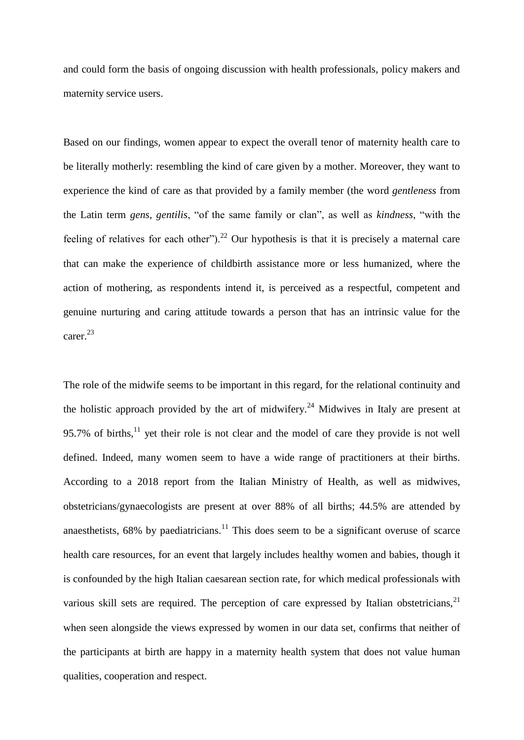and could form the basis of ongoing discussion with health professionals, policy makers and maternity service users.

Based on our findings, women appear to expect the overall tenor of maternity health care to be literally motherly: resembling the kind of care given by a mother. Moreover, they want to experience the kind of care as that provided by a family member (the word *gentleness* from the Latin term *gens*, *gentilis*, "of the same family or clan", as well as *kindness*, "with the feeling of relatives for each other").[22] Our hypothesis is that it is precisely a maternal care that can make the experience of childbirth assistance more or less humanized, where the action of mothering, as respondents intend it, is perceived as a respectful, competent and genuine nurturing and caring attitude towards a person that has an intrinsic value for the carer.[23]

The role of the midwife seems to be important in this regard, for the relational continuity and the holistic approach provided by the art of midwifery.[24] Midwives in Italy are present at 95.7% of births,[11] yet their role is not clear and the model of care they provide is not well defined. Indeed, many women seem to have a wide range of practitioners at their births. According to a 2018 report from the Italian Ministry of Health, as well as midwives, obstetricians/gynaecologists are present at over 88% of all births; 44.5% are attended by anaesthetists, 68% by paediatricians.[11] This does seem to be a significant overuse of scarce health care resources, for an event that largely includes healthy women and babies, though it is confounded by the high Italian caesarean section rate, for which medical professionals with various skill sets are required. The perception of care expressed by Italian obstetricians,[21] when seen alongside the views expressed by women in our data set, confirms that neither of the participants at birth are happy in a maternity health system that does not value human qualities, cooperation and respect.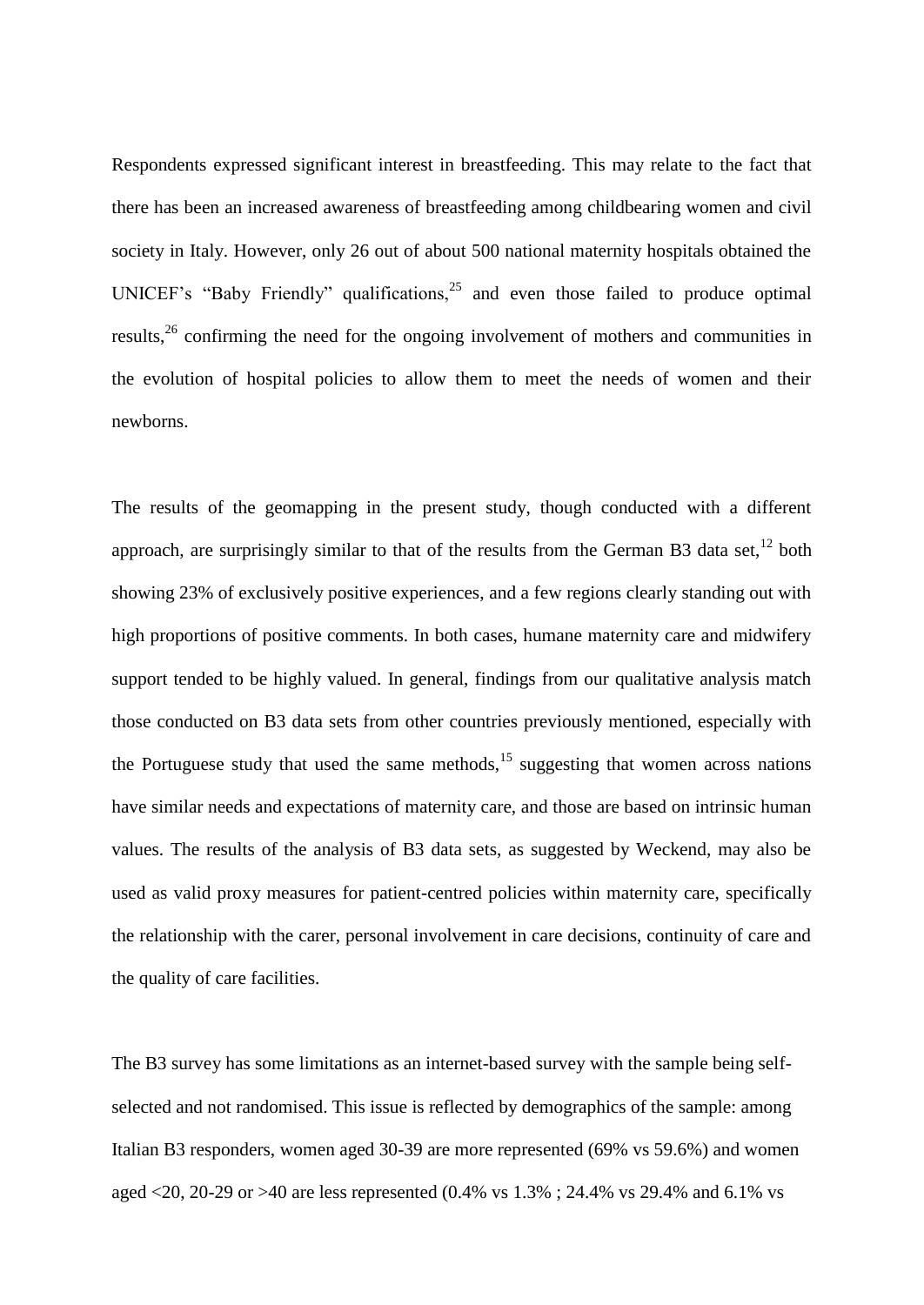Respondents expressed significant interest in breastfeeding. This may relate to the fact that there has been an increased awareness of breastfeeding among childbearing women and civil society in Italy. However, only 26 out of about 500 national maternity hospitals obtained the UNICEF's "Baby Friendly" qualifications,[25] and even those failed to produce optimal results,[26] confirming the need for the ongoing involvement of mothers and communities in the evolution of hospital policies to allow them to meet the needs of women and their newborns.

The results of the geomapping in the present study, though conducted with a different approach, are surprisingly similar to that of the results from the German B3 data set,[12] both showing 23% of exclusively positive experiences, and a few regions clearly standing out with high proportions of positive comments. In both cases, humane maternity care and midwifery support tended to be highly valued. In general, findings from our qualitative analysis match those conducted on B3 data sets from other countries previously mentioned, especially with the Portuguese study that used the same methods,[15] suggesting that women across nations have similar needs and expectations of maternity care, and those are based on intrinsic human values. The results of the analysis of B3 data sets, as suggested by Weckend, may also be used as valid proxy measures for patient-centred policies within maternity care, specifically the relationship with the carer, personal involvement in care decisions, continuity of care and the quality of care facilities.

The B3 survey has some limitations as an internet-based survey with the sample being self-selected and not randomised. This issue is reflected by demographics of the sample: among Italian B3 responders, women aged 30-39 are more represented (69% vs 59.6%) and women aged <20, 20-29 or >40 are less represented (0.4% vs 1.3% ; 24.4% vs 29.4% and 6.1% vs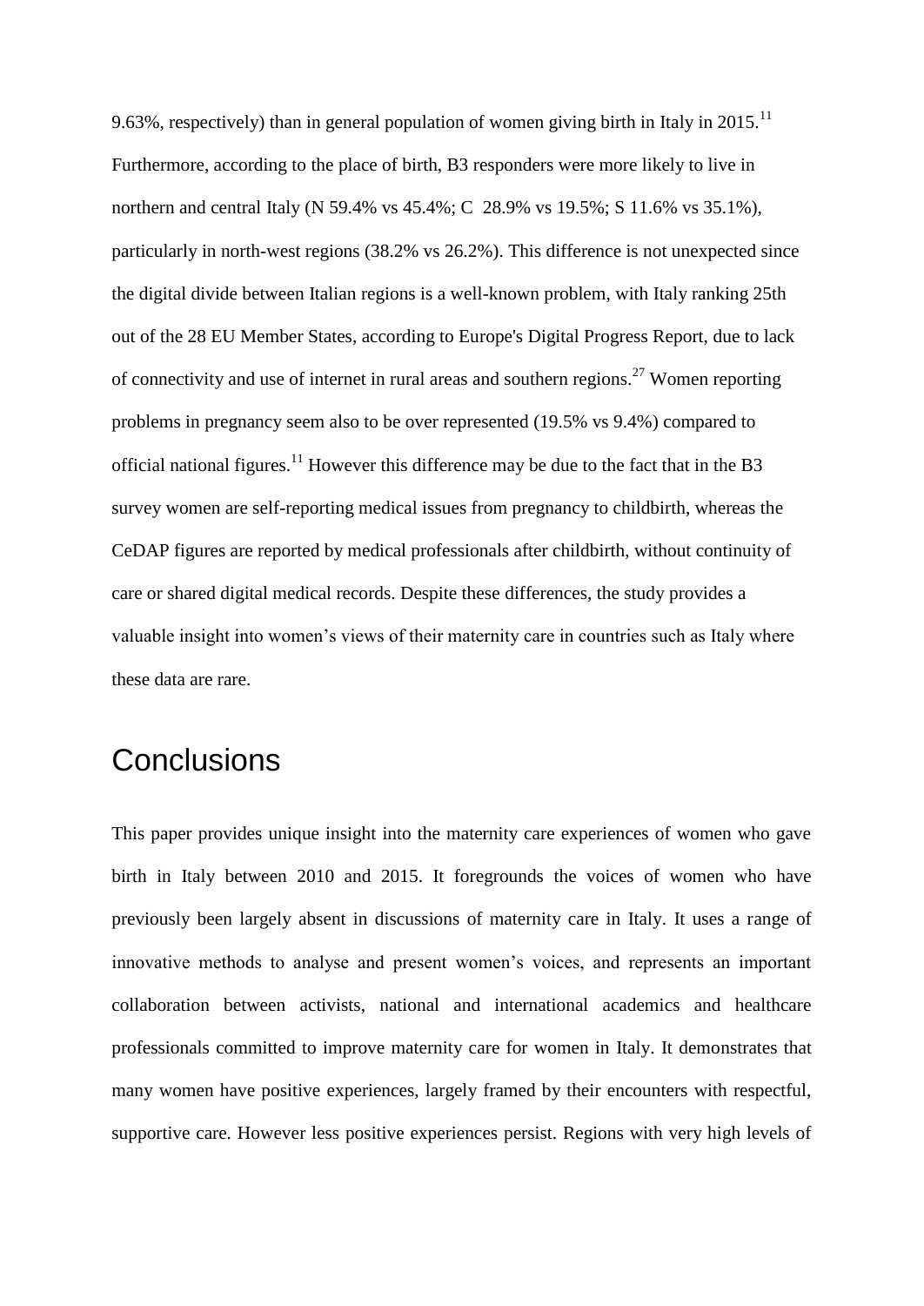9.63%, respectively) than in general population of women giving birth in Italy in 2015.[11] Furthermore, according to the place of birth, B3 responders were more likely to live in northern and central Italy (N 59.4% vs 45.4%; C 28.9% vs 19.5%; S 11.6% vs 35.1%), particularly in north-west regions (38.2% vs 26.2%). This difference is not unexpected since the digital divide between Italian regions is a well-known problem, with Italy ranking 25th out of the 28 EU Member States, according to Europe's Digital Progress Report, due to lack of connectivity and use of internet in rural areas and southern regions.[27] Women reporting problems in pregnancy seem also to be over represented (19.5% vs 9.4%) compared to official national figures.[11] However this difference may be due to the fact that in the B3 survey women are self-reporting medical issues from pregnancy to childbirth, whereas the CeDAP figures are reported by medical professionals after childbirth, without continuity of care or shared digital medical records. Despite these differences, the study provides a valuable insight into women's views of their maternity care in countries such as Italy where these data are rare.

## Conclusions

This paper provides unique insight into the maternity care experiences of women who gave birth in Italy between 2010 and 2015. It foregrounds the voices of women who have previously been largely absent in discussions of maternity care in Italy. It uses a range of innovative methods to analyse and present women's voices, and represents an important collaboration between activists, national and international academics and healthcare professionals committed to improve maternity care for women in Italy. It demonstrates that many women have positive experiences, largely framed by their encounters with respectful, supportive care. However less positive experiences persist. Regions with very high levels of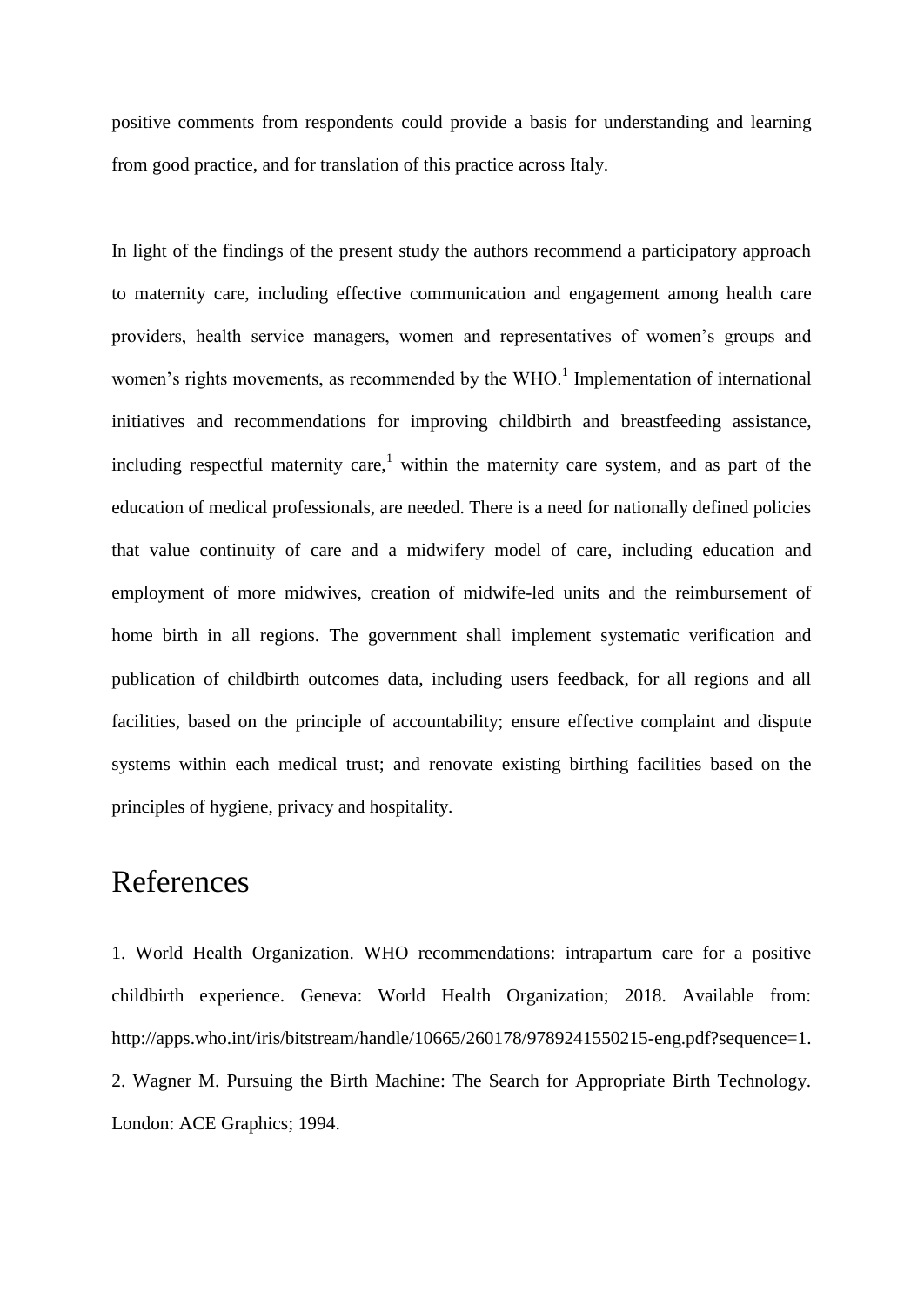positive comments from respondents could provide a basis for understanding and learning from good practice, and for translation of this practice across Italy.

In light of the findings of the present study the authors recommend a participatory approach to maternity care, including effective communication and engagement among health care providers, health service managers, women and representatives of women's groups and women's rights movements, as recommended by the WHO.[1] Implementation of international initiatives and recommendations for improving childbirth and breastfeeding assistance, including respectful maternity care,[1] within the maternity care system, and as part of the education of medical professionals, are needed. There is a need for nationally defined policies that value continuity of care and a midwifery model of care, including education and employment of more midwives, creation of midwife-led units and the reimbursement of home birth in all regions. The government shall implement systematic verification and publication of childbirth outcomes data, including users feedback, for all regions and all facilities, based on the principle of accountability; ensure effective complaint and dispute systems within each medical trust; and renovate existing birthing facilities based on the principles of hygiene, privacy and hospitality.

# References

1. World Health Organization. WHO recommendations: intrapartum care for a positive childbirth experience. Geneva: World Health Organization; 2018. Available from: http://apps.who.int/iris/bitstream/handle/10665/260178/9789241550215-eng.pdf?sequence=1.
2. Wagner M. Pursuing the Birth Machine: The Search for Appropriate Birth Technology. London: ACE Graphics; 1994.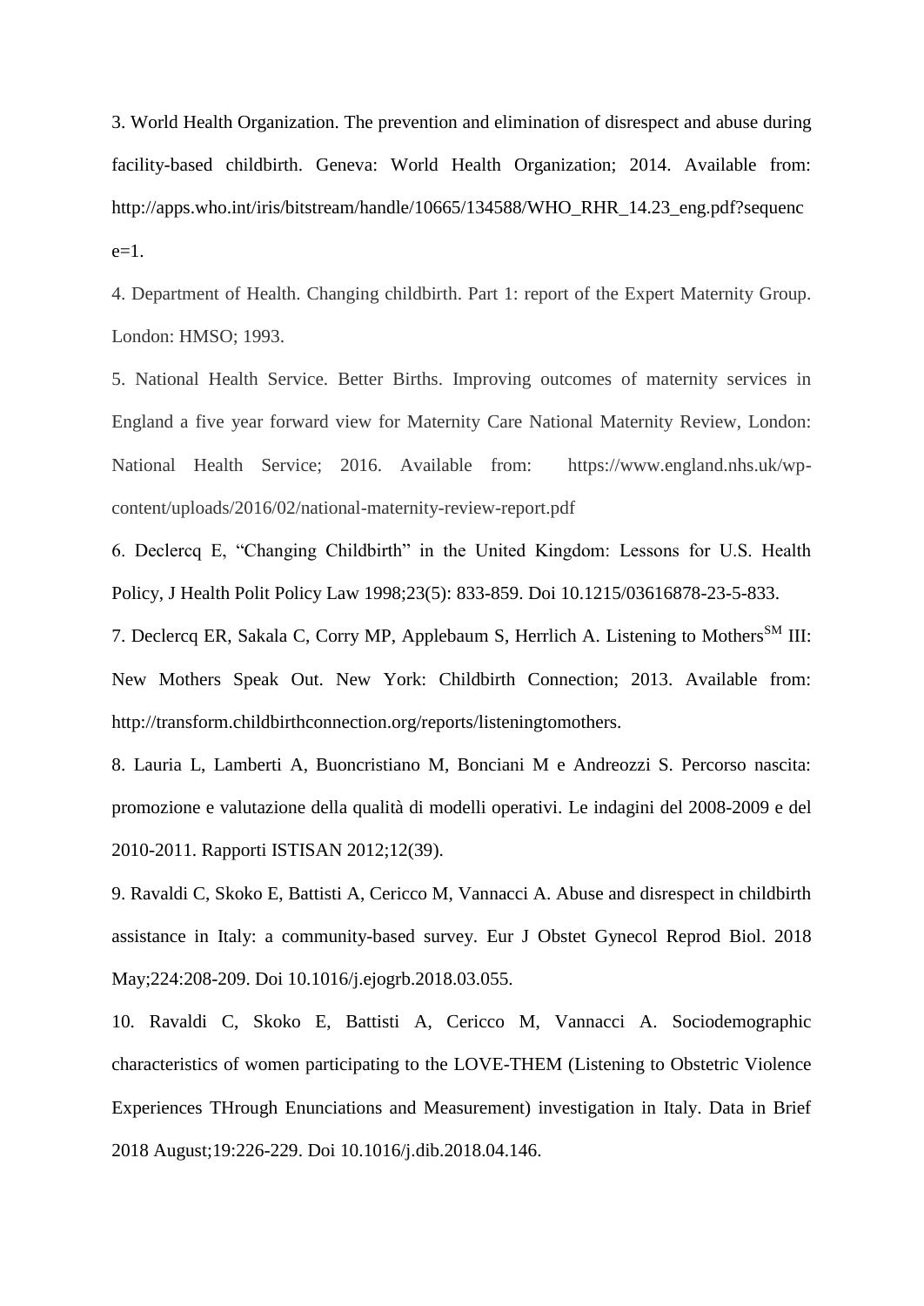3. World Health Organization. The prevention and elimination of disrespect and abuse during facility-based childbirth. Geneva: World Health Organization; 2014. Available from: http://apps.who.int/iris/bitstream/handle/10665/134588/WHO_RHR_14.23_eng.pdf?sequence=1.

4. Department of Health. Changing childbirth. Part 1: report of the Expert Maternity Group. London: HMSO; 1993.

5. National Health Service. Better Births. Improving outcomes of maternity services in England a five year forward view for Maternity Care National Maternity Review, London: National Health Service; 2016. Available from: https://www.england.nhs.uk/wp-content/uploads/2016/02/national-maternity-review-report.pdf

6. Declercq E, "Changing Childbirth" in the United Kingdom: Lessons for U.S. Health Policy, J Health Polit Policy Law 1998;23(5): 833-859. Doi 10.1215/03616878-23-5-833.

7. Declercq ER, Sakala C, Corry MP, Applebaum S, Herrlich A. Listening to Mothers[SM] III: New Mothers Speak Out. New York: Childbirth Connection; 2013. Available from: http://transform.childbirthconnection.org/reports/listeningtomothers.

8. Lauria L, Lamberti A, Buoncristiano M, Bonciani M e Andreozzi S. Percorso nascita: promozione e valutazione della qualità di modelli operativi. Le indagini del 2008-2009 e del 2010-2011. Rapporti ISTISAN 2012;12(39).

9. Ravaldi C, Skoko E, Battisti A, Cericco M, Vannacci A. Abuse and disrespect in childbirth assistance in Italy: a community-based survey. Eur J Obstet Gynecol Reprod Biol. 2018 May;224:208-209. Doi 10.1016/j.ejogrb.2018.03.055.

10. Ravaldi C, Skoko E, Battisti A, Cericco M, Vannacci A. Sociodemographic characteristics of women participating to the LOVE-THEM (Listening to Obstetric Violence Experiences THrough Enunciations and Measurement) investigation in Italy. Data in Brief 2018 August;19:226-229. Doi 10.1016/j.dib.2018.04.146.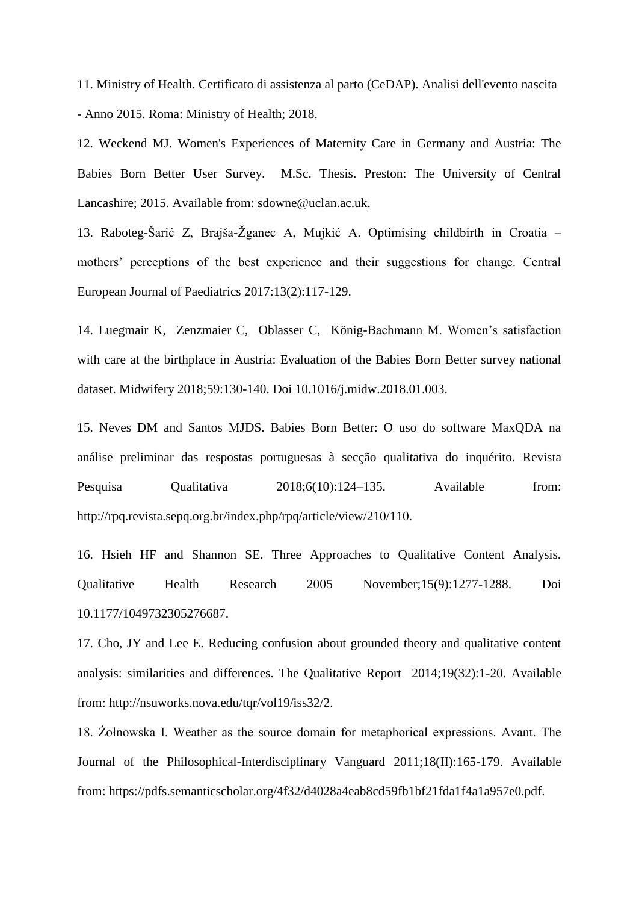11. Ministry of Health. Certificato di assistenza al parto (CeDAP). Analisi dell'evento nascita - Anno 2015. Roma: Ministry of Health; 2018.

12. Weckend MJ. Women's Experiences of Maternity Care in Germany and Austria: The Babies Born Better User Survey. M.Sc. Thesis. Preston: The University of Central Lancashire; 2015. Available from: sdowne@uclan.ac.uk.

13. Raboteg-Šarić Z, Brajša-Žganec A, Mujkić A. Optimising childbirth in Croatia – mothers' perceptions of the best experience and their suggestions for change. Central European Journal of Paediatrics 2017:13(2):117-129.

14. Luegmair K, Zenzmaier C, Oblasser C, König-Bachmann M. Women's satisfaction with care at the birthplace in Austria: Evaluation of the Babies Born Better survey national dataset. Midwifery 2018;59:130-140. Doi 10.1016/j.midw.2018.01.003.

15. Neves DM and Santos MJDS. Babies Born Better: O uso do software MaxQDA na análise preliminar das respostas portuguesas à secção qualitativa do inquérito. Revista Pesquisa Qualitativa 2018;6(10):124–135. Available from: http://rpq.revista.sepq.org.br/index.php/rpq/article/view/210/110.

16. Hsieh HF and Shannon SE. Three Approaches to Qualitative Content Analysis. Qualitative Health Research 2005 November;15(9):1277-1288. Doi 10.1177/1049732305276687.

17. Cho, JY and Lee E. Reducing confusion about grounded theory and qualitative content analysis: similarities and differences. The Qualitative Report 2014;19(32):1-20. Available from: http://nsuworks.nova.edu/tqr/vol19/iss32/2.

18. Żołnowska I. Weather as the source domain for metaphorical expressions. Avant. The Journal of the Philosophical-Interdisciplinary Vanguard 2011;18(II):165-179. Available from: https://pdfs.semanticscholar.org/4f32/d4028a4eab8cd59fb1bf21fda1f4a1a957e0.pdf.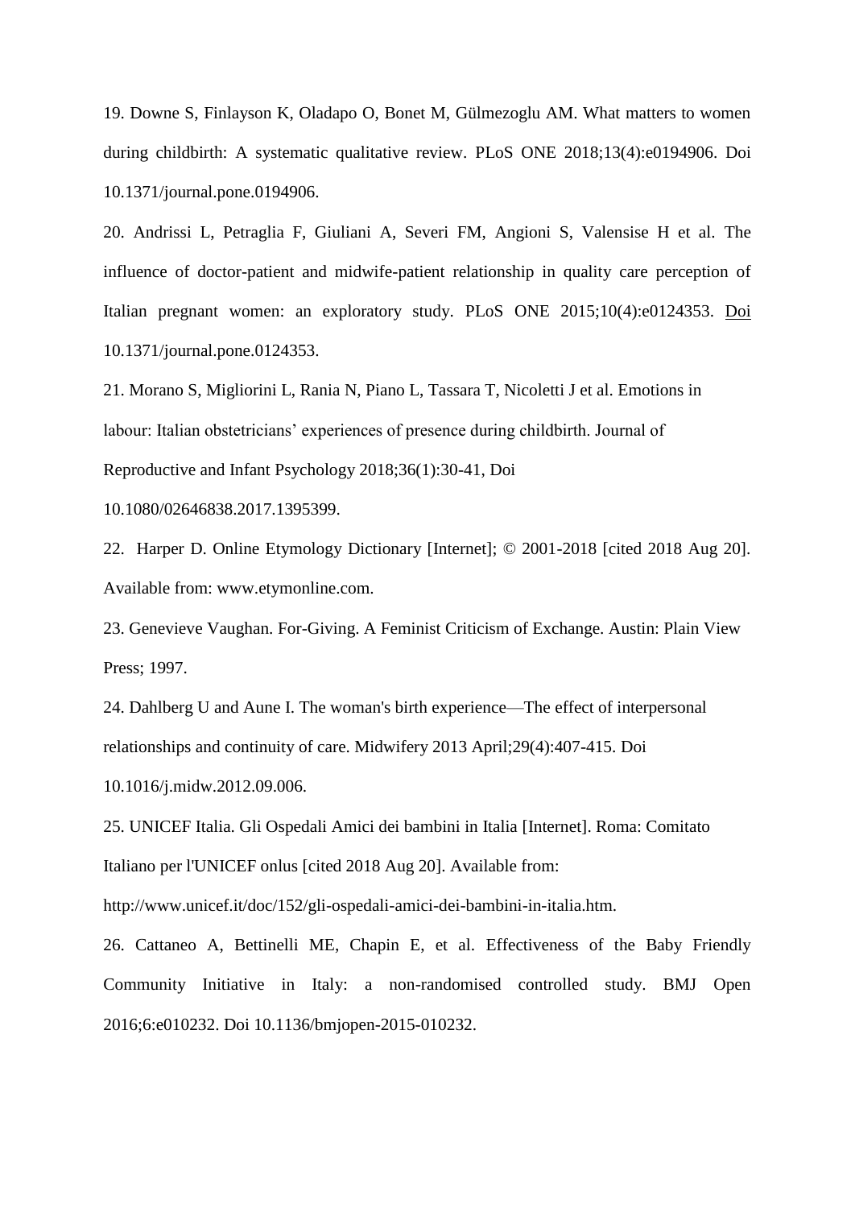19. Downe S, Finlayson K, Oladapo O, Bonet M, Gülmezoglu AM. What matters to women during childbirth: A systematic qualitative review. PLoS ONE 2018;13(4):e0194906. Doi 10.1371/journal.pone.0194906.

20. Andrissi L, Petraglia F, Giuliani A, Severi FM, Angioni S, Valensise H et al. The influence of doctor-patient and midwife-patient relationship in quality care perception of Italian pregnant women: an exploratory study. PLoS ONE 2015;10(4):e0124353. Doi 10.1371/journal.pone.0124353.

21. Morano S, Migliorini L, Rania N, Piano L, Tassara T, Nicoletti J et al. Emotions in labour: Italian obstetricians' experiences of presence during childbirth. Journal of Reproductive and Infant Psychology 2018;36(1):30-41, Doi 10.1080/02646838.2017.1395399.

22. Harper D. Online Etymology Dictionary [Internet]; © 2001-2018 [cited 2018 Aug 20]. Available from: www.etymonline.com.

23. Genevieve Vaughan. For-Giving. A Feminist Criticism of Exchange. Austin: Plain View Press; 1997.

24. Dahlberg U and Aune I. The woman's birth experience—The effect of interpersonal relationships and continuity of care. Midwifery 2013 April;29(4):407-415. Doi 10.1016/j.midw.2012.09.006.

25. UNICEF Italia. Gli Ospedali Amici dei bambini in Italia [Internet]. Roma: Comitato Italiano per l'UNICEF onlus [cited 2018 Aug 20]. Available from: http://www.unicef.it/doc/152/gli-ospedali-amici-dei-bambini-in-italia.htm.

26. Cattaneo A, Bettinelli ME, Chapin E, et al. Effectiveness of the Baby Friendly Community Initiative in Italy: a non-randomised controlled study. BMJ Open 2016;6:e010232. Doi 10.1136/bmjopen-2015-010232.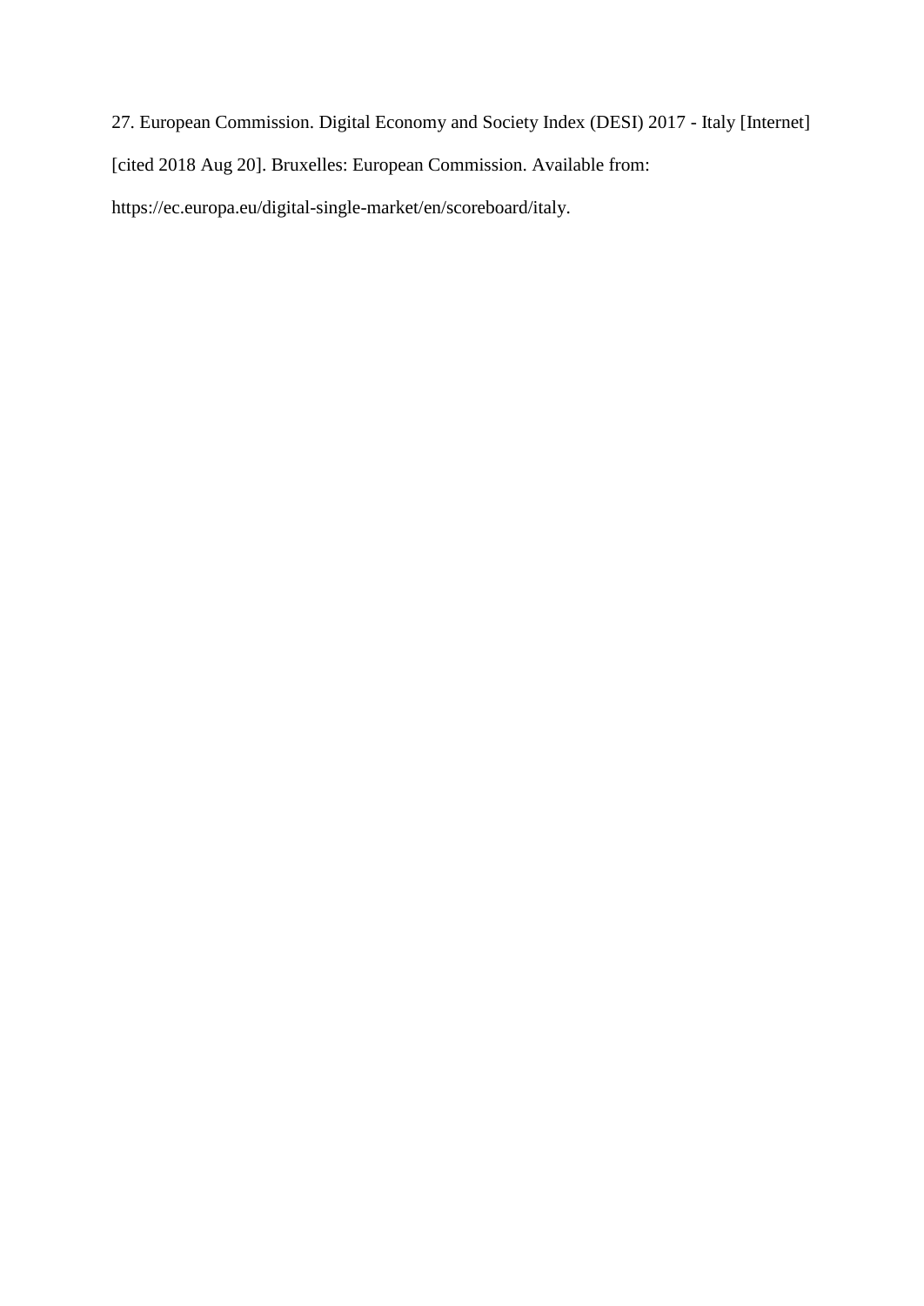27. European Commission. Digital Economy and Society Index (DESI) 2017 - Italy [Internet] [cited 2018 Aug 20]. Bruxelles: European Commission. Available from: https://ec.europa.eu/digital-single-market/en/scoreboard/italy.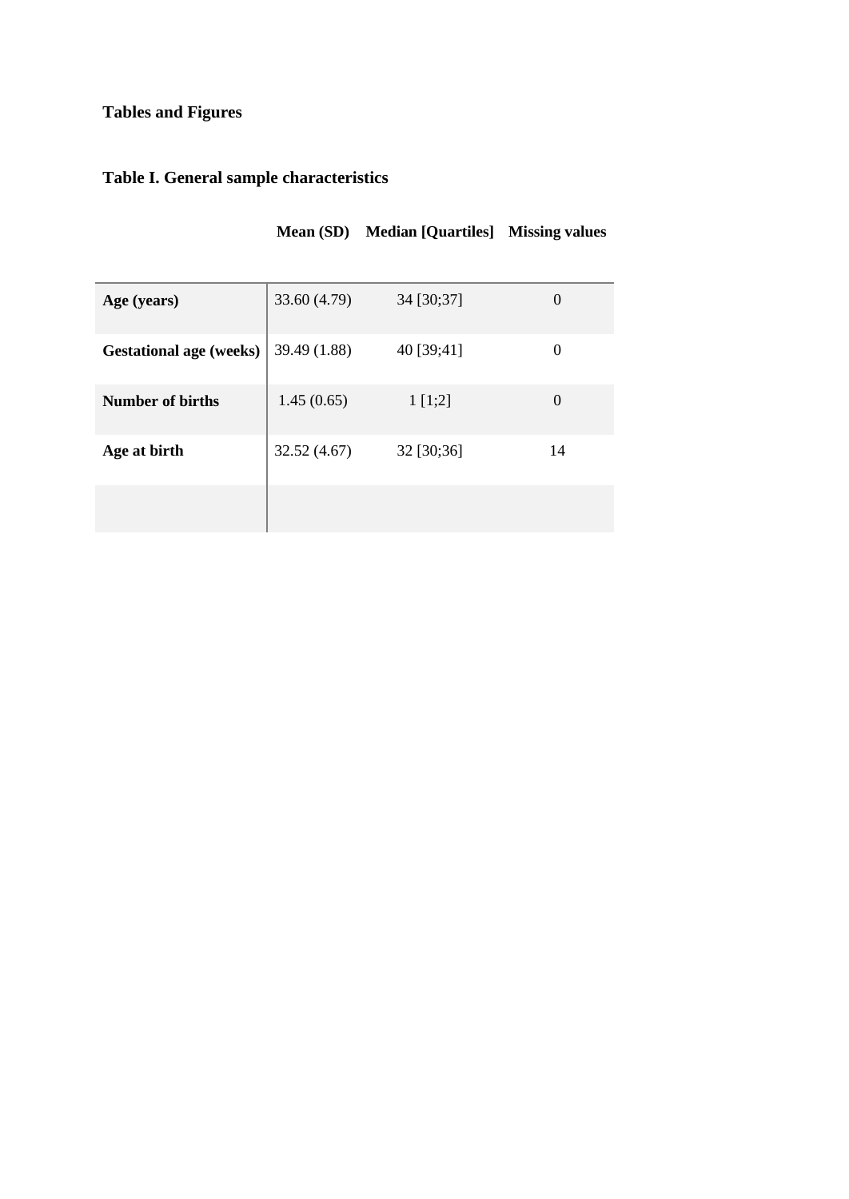# Tables and Figures

## Table I. General sample characteristics

| | Mean (SD) | Median [Quartiles] | Missing values |
|---|---|---|---|
| **Age (years)** | 33.60 (4.79) | 34 [30;37] | 0 |
| **Gestational age (weeks)** | 39.49 (1.88) | 40 [39;41] | 0 |
| **Number of births** | 1.45 (0.65) | 1 [1;2] | 0 |
| **Age at birth** | 32.52 (4.67) | 32 [30;36] | 14 |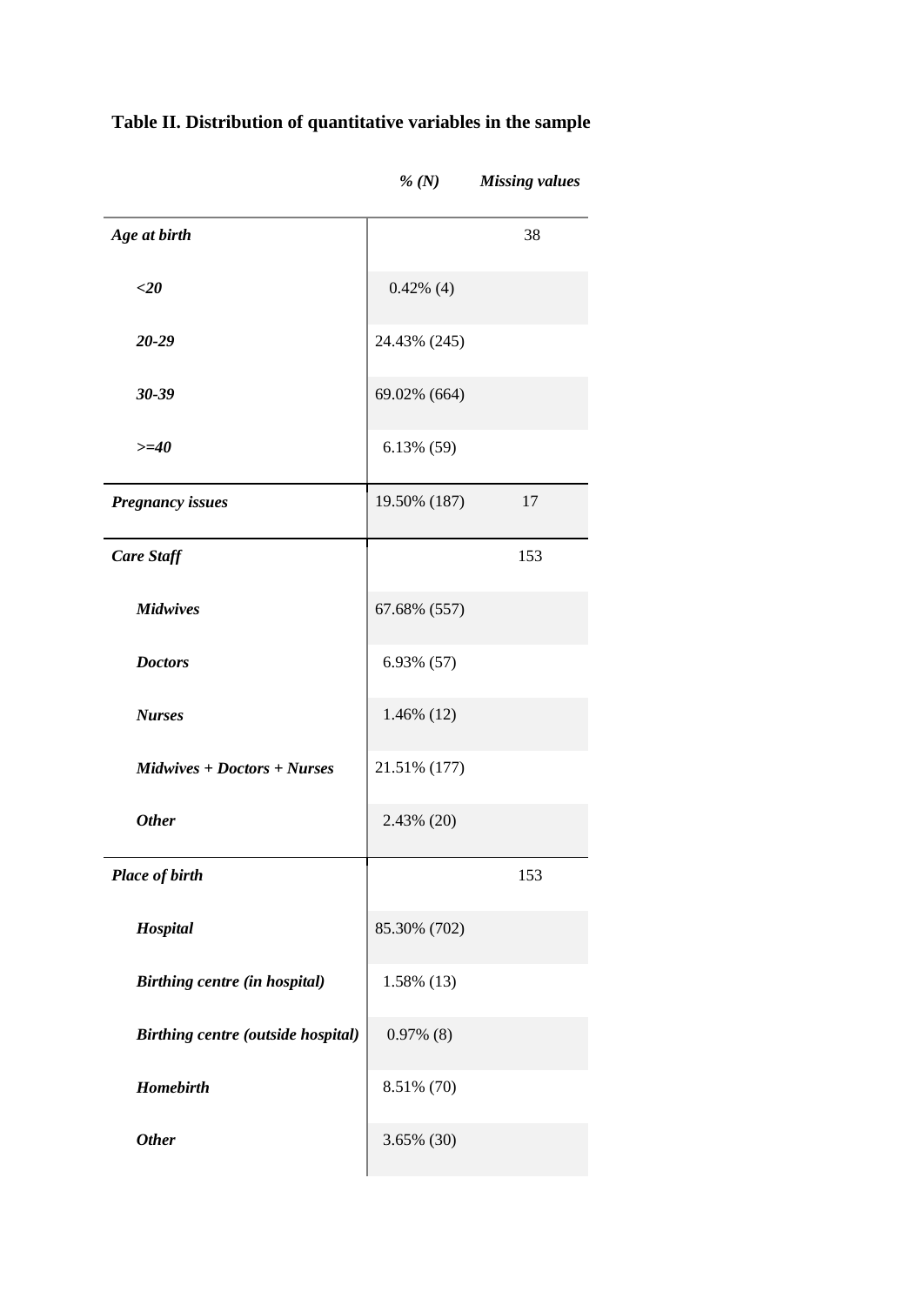**Table II. Distribution of quantitative variables in the sample**

| | *% (N)* | *Missing values* |
|---|---|---|
| ***Age at birth*** | | 38 |
| ***<20*** | 0.42% (4) | |
| ***20-29*** | 24.43% (245) | |
| ***30-39*** | 69.02% (664) | |
| ***>=40*** | 6.13% (59) | |
| ***Pregnancy issues*** | 19.50% (187) | 17 |
| ***Care Staff*** | | 153 |
| ***Midwives*** | 67.68% (557) | |
| ***Doctors*** | 6.93% (57) | |
| ***Nurses*** | 1.46% (12) | |
| ***Midwives + Doctors + Nurses*** | 21.51% (177) | |
| ***Other*** | 2.43% (20) | |
| ***Place of birth*** | | 153 |
| ***Hospital*** | 85.30% (702) | |
| ***Birthing centre (in hospital)*** | 1.58% (13) | |
| ***Birthing centre (outside hospital)*** | 0.97% (8) | |
| ***Homebirth*** | 8.51% (70) | |
| ***Other*** | 3.65% (30) | |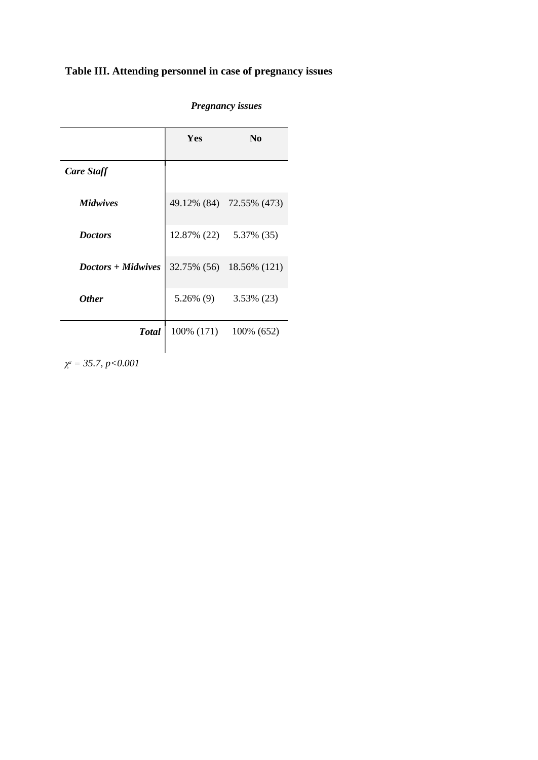**Table III. Attending personnel in case of pregnancy issues**

| | *Pregnancy issues* | |
|---|---|---|
| | **Yes** | **No** |
| ***Care Staff*** | | |
| ***Midwives*** | 49.12% (84) | 72.55% (473) |
| ***Doctors*** | 12.87% (22) | 5.37% (35) |
| ***Doctors + Midwives*** | 32.75% (56) | 18.56% (121) |
| ***Other*** | 5.26% (9) | 3.53% (23) |
| ***Total*** | 100% (171) | 100% (652) |

$\chi^2 = 35.7, p<0.001$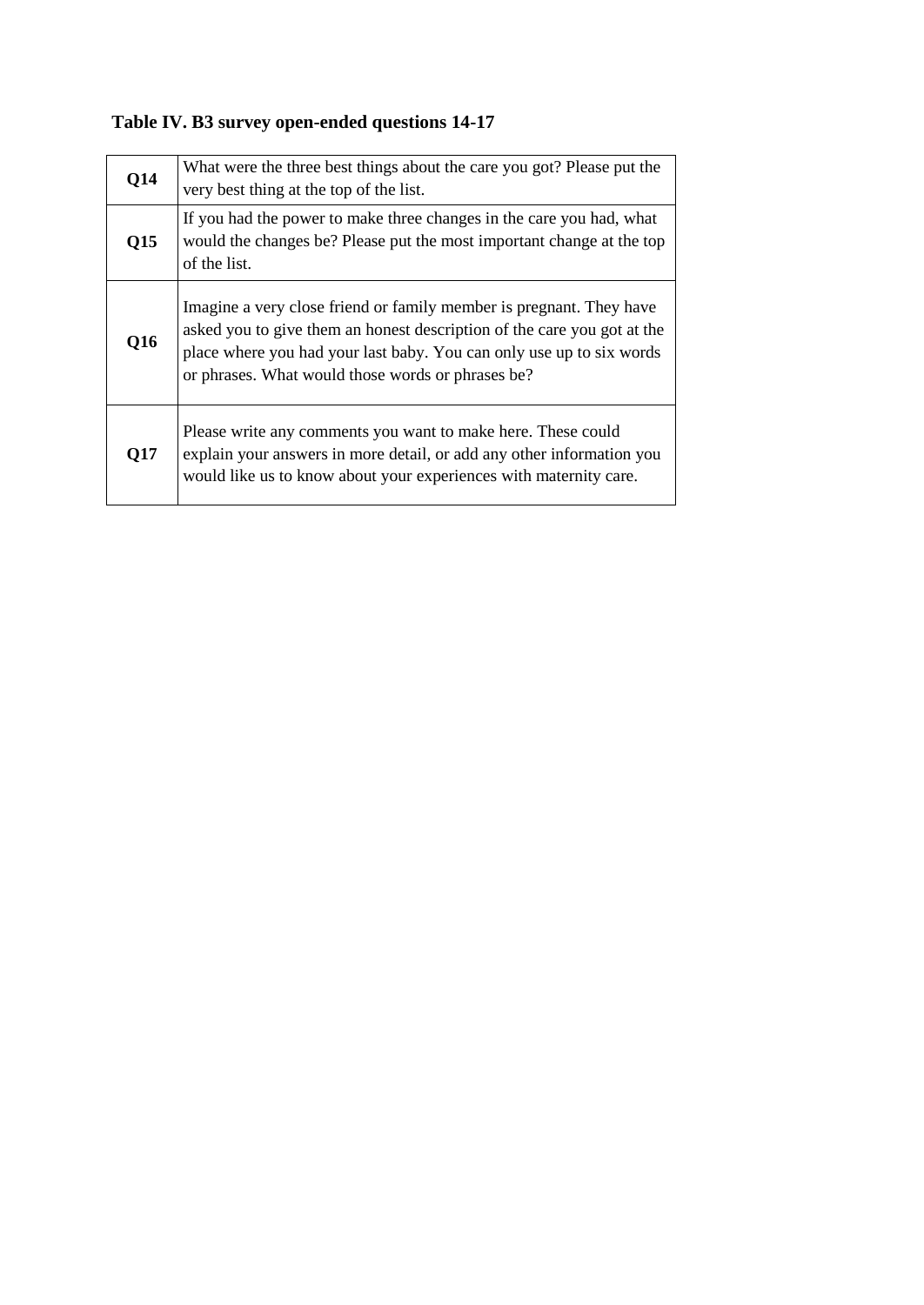**Table IV. B3 survey open-ended questions 14-17**

| | |
|---|---|
| **Q14** | What were the three best things about the care you got? Please put the very best thing at the top of the list. |
| **Q15** | If you had the power to make three changes in the care you had, what would the changes be? Please put the most important change at the top of the list. |
| **Q16** | Imagine a very close friend or family member is pregnant. They have asked you to give them an honest description of the care you got at the place where you had your last baby. You can only use up to six words or phrases. What would those words or phrases be? |
| **Q17** | Please write any comments you want to make here. These could explain your answers in more detail, or add any other information you would like us to know about your experiences with maternity care. |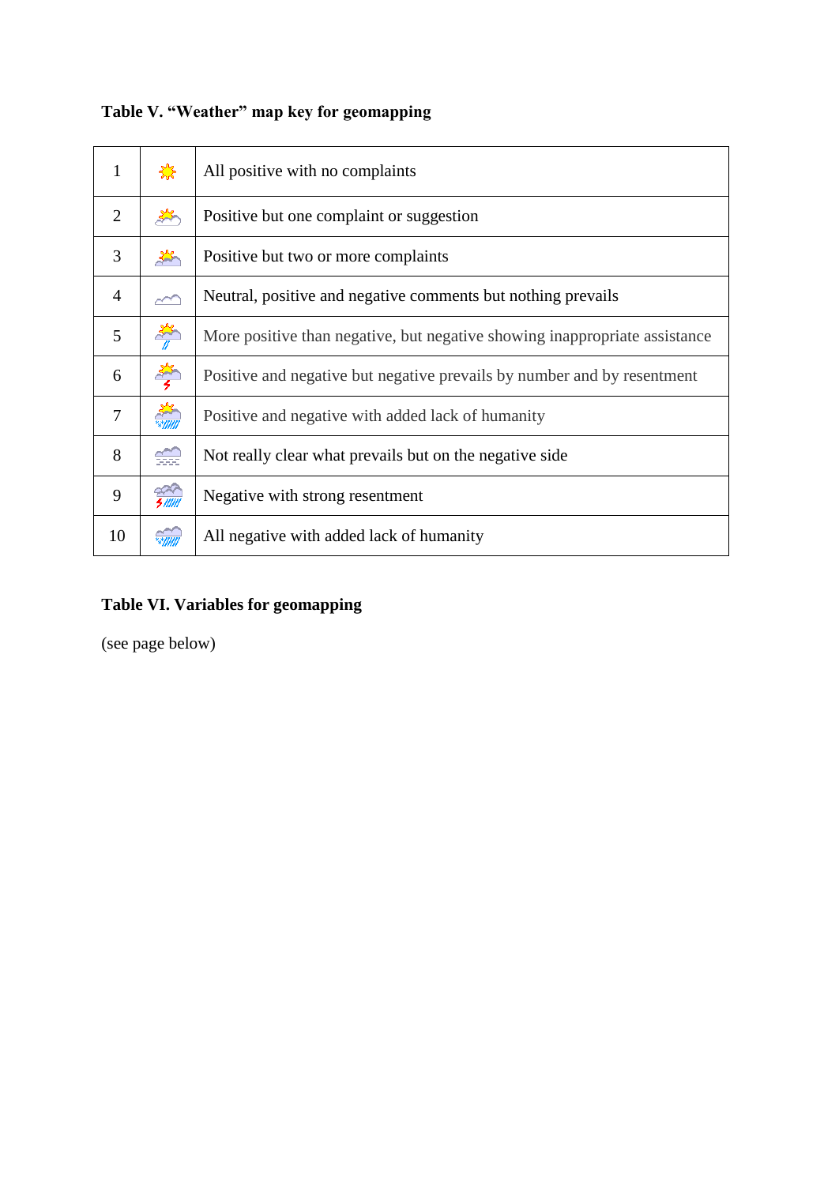**Table V. "Weather" map key for geomapping**

| | | |
|---|---|---|
| 1 | | All positive with no complaints |
| 2 | | Positive but one complaint or suggestion |
| 3 | | Positive but two or more complaints |
| 4 | | Neutral, positive and negative comments but nothing prevails |
| 5 | | More positive than negative, but negative showing inappropriate assistance |
| 6 | | Positive and negative but negative prevails by number and by resentment |
| 7 | | Positive and negative with added lack of humanity |
| 8 | | Not really clear what prevails but on the negative side |
| 9 | | Negative with strong resentment |
| 10 | | All negative with added lack of humanity |

**Table VI. Variables for geomapping**

(see page below)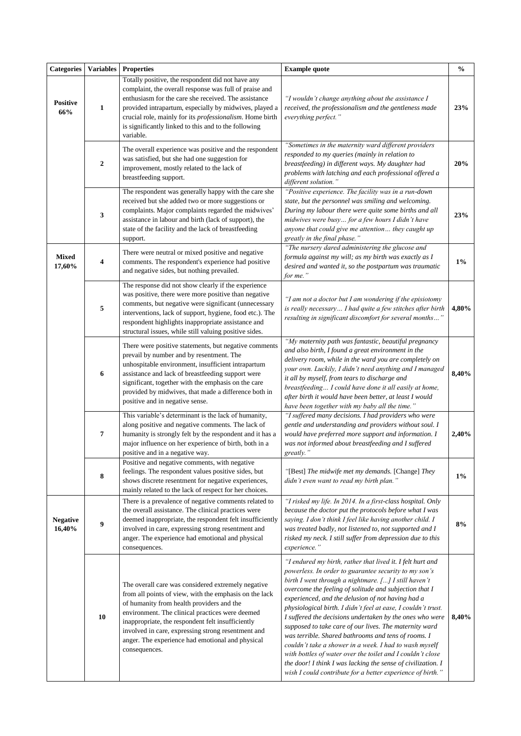| Categories | Variables | Properties | Example quote | % |
|---|---|---|---|---|
| **Positive 66%** | **1** | Totally positive, the respondent did not have any complaint, the overall response was full of praise and enthusiasm for the care she received. The assistance provided intrapartum, especially by midwives, played a crucial role, mainly for its *professionalism*. Home birth is significantly linked to this and to the following variable. | *"I wouldn't change anything about the assistance I received, the professionalism and the gentleness made everything perfect."* | **23%** |
| | **2** | The overall experience was positive and the respondent was satisfied, but she had one suggestion for improvement, mostly related to the lack of breastfeeding support. | *"Sometimes in the maternity ward different providers responded to my queries (mainly in relation to breastfeeding) in different ways. My daughter had problems with latching and each professional offered a different solution."* | **20%** |
| | **3** | The respondent was generally happy with the care she received but she added two or more suggestions or complaints. Major complaints regarded the midwives' assistance in labour and birth (lack of support), the state of the facility and the lack of breastfeeding support. | *"Positive experience. The facility was in a run-down state, but the personnel was smiling and welcoming. During my labour there were quite some births and all midwives were busy… for a few hours I didn't have anyone that could give me attention… they caught up greatly in the final phase."* | **23%** |
| **Mixed 17,60%** | **4** | There were neutral or mixed positive and negative comments. The respondent's experience had positive and negative sides, but nothing prevailed. | *"The nursery dared administering the glucose and formula against my will; as my birth was exactly as I desired and wanted it, so the postpartum was traumatic for me."* | **1%** |
| | **5** | The response did not show clearly if the experience was positive, there were more positive than negative comments, but negative were significant (unnecessary interventions, lack of support, hygiene, food etc.). The respondent highlights inappropriate assistance and structural issues, while still valuing positive sides. | *"I am not a doctor but I am wondering if the episiotomy is really necessary… I had quite a few stitches after birth resulting in significant discomfort for several months…"* | **4,80%** |
| | **6** | There were positive statements, but negative comments prevail by number and by resentment. The unhospitable environment, insufficient intrapartum assistance and lack of breastfeeding support were significant, together with the emphasis on the care provided by midwives, that made a difference both in positive and in negative sense. | *"My maternity path was fantastic, beautiful pregnancy and also birth, I found a great environment in the delivery room, while in the ward you are completely on your own. Luckily, I didn't need anything and I managed it all by myself, from tears to discharge and breastfeeding… I could have done it all easily at home, after birth it would have been better, at least I would have been together with my baby all the time."* | **8,40%** |
| | **7** | This variable's determinant is the lack of humanity, along positive and negative comments. The lack of humanity is strongly felt by the respondent and it has a major influence on her experience of birth, both in a positive and in a negative way. | *"I suffered many decisions. I had providers who were gentle and understanding and providers without soul. I would have preferred more support and information. I was not informed about breastfeeding and I suffered greatly."* | **2,40%** |
| | **8** | Positive and negative comments, with negative feelings. The respondent values positive sides, but shows discrete resentment for negative experiences, mainly related to the lack of respect for her choices. | *"*[Best] *The midwife met my demands.* [Change] *They didn't even want to read my birth plan."* | **1%** |
| **Negative 16,40%** | **9** | There is a prevalence of negative comments related to the overall assistance. The clinical practices were deemed inappropriate, the respondent felt insufficiently involved in care, expressing strong resentment and anger. The experience had emotional and physical consequences. | *"I risked my life. In 2014. In a first-class hospital. Only because the doctor put the protocols before what I was saying. I don't think I feel like having another child. I was treated badly, not listened to, not supported and I risked my neck. I still suffer from depression due to this experience."* | **8%** |
| | **10** | The overall care was considered extremely negative from all points of view, with the emphasis on the lack of humanity from health providers and the environment. The clinical practices were deemed inappropriate, the respondent felt insufficiently involved in care, expressing strong resentment and anger. The experience had emotional and physical consequences. | *"I endured my birth, rather that lived it. I felt hurt and powerless. In order to guarantee security to my son's birth I went through a nightmare. [...] I still haven't overcome the feeling of solitude and subjection that I experienced, and the delusion of not having had a physiological birth. I didn't feel at ease, I couldn't trust. I suffered the decisions undertaken by the ones who were supposed to take care of our lives. The maternity ward was terrible. Shared bathrooms and tens of rooms. I couldn't take a shower in a week. I had to wash myself with bottles of water over the toilet and I couldn't close the door! I think I was lacking the sense of civilization. I wish I could contribute for a better experience of birth."* | **8,40%** |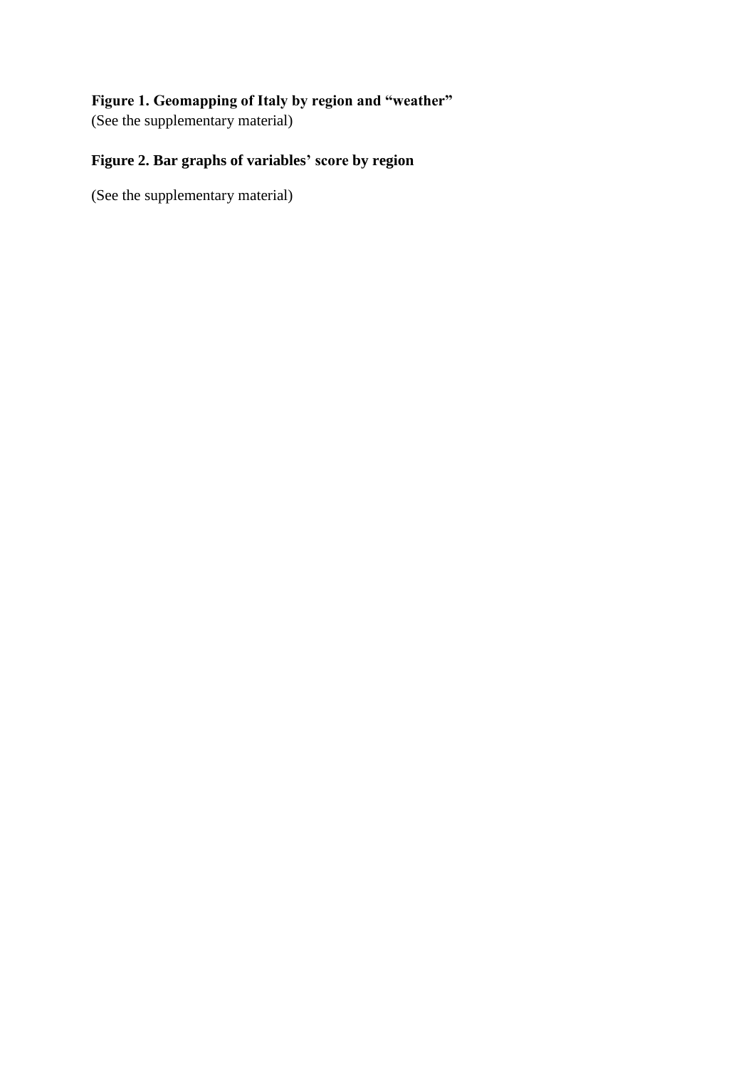**Figure 1. Geomapping of Italy by region and "weather"**
(See the supplementary material)

**Figure 2. Bar graphs of variables' score by region**

(See the supplementary material)